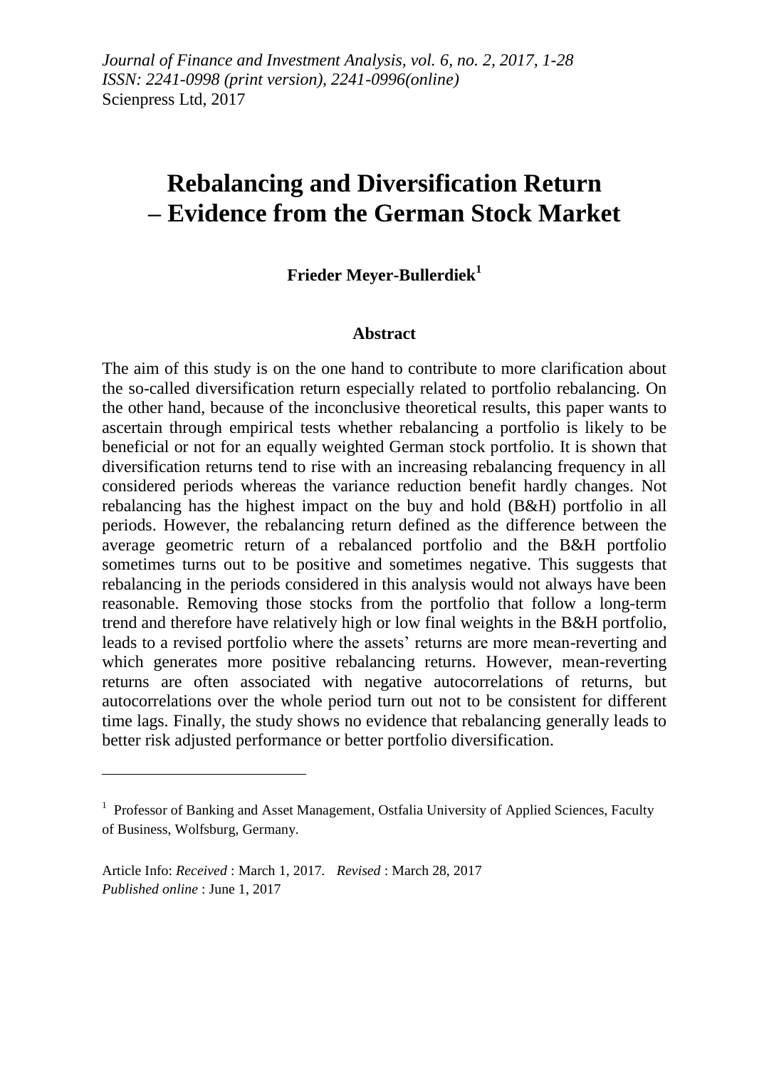*Journal of Finance and Investment Analysis, vol. 6, no. 2, 2017, 1-28*
*ISSN: 2241-0998 (print version), 2241-0996(online)*
Scienpress Ltd, 2017

# Rebalancing and Diversification Return – Evidence from the German Stock Market

**Frieder Meyer-Bullerdiek[1]**

## Abstract

The aim of this study is on the one hand to contribute to more clarification about the so-called diversification return especially related to portfolio rebalancing. On the other hand, because of the inconclusive theoretical results, this paper wants to ascertain through empirical tests whether rebalancing a portfolio is likely to be beneficial or not for an equally weighted German stock portfolio. It is shown that diversification returns tend to rise with an increasing rebalancing frequency in all considered periods whereas the variance reduction benefit hardly changes. Not rebalancing has the highest impact on the buy and hold (B&H) portfolio in all periods. However, the rebalancing return defined as the difference between the average geometric return of a rebalanced portfolio and the B&H portfolio sometimes turns out to be positive and sometimes negative. This suggests that rebalancing in the periods considered in this analysis would not always have been reasonable. Removing those stocks from the portfolio that follow a long-term trend and therefore have relatively high or low final weights in the B&H portfolio, leads to a revised portfolio where the assets' returns are more mean-reverting and which generates more positive rebalancing returns. However, mean-reverting returns are often associated with negative autocorrelations of returns, but autocorrelations over the whole period turn out not to be consistent for different time lags. Finally, the study shows no evidence that rebalancing generally leads to better risk adjusted performance or better portfolio diversification.

---

[1] Professor of Banking and Asset Management, Ostfalia University of Applied Sciences, Faculty of Business, Wolfsburg, Germany.

Article Info: *Received* : March 1, 2017. *Revised* : March 28, 2017
*Published online* : June 1, 2017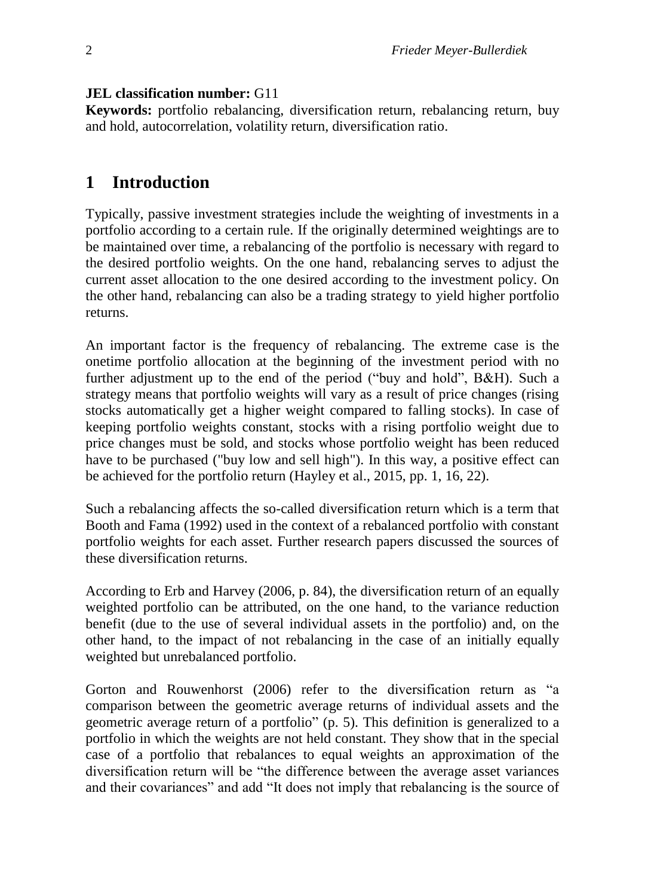**JEL classification number:** G11

**Keywords:** portfolio rebalancing, diversification return, rebalancing return, buy and hold, autocorrelation, volatility return, diversification ratio.

# 1 Introduction

Typically, passive investment strategies include the weighting of investments in a portfolio according to a certain rule. If the originally determined weightings are to be maintained over time, a rebalancing of the portfolio is necessary with regard to the desired portfolio weights. On the one hand, rebalancing serves to adjust the current asset allocation to the one desired according to the investment policy. On the other hand, rebalancing can also be a trading strategy to yield higher portfolio returns.

An important factor is the frequency of rebalancing. The extreme case is the onetime portfolio allocation at the beginning of the investment period with no further adjustment up to the end of the period ("buy and hold", B&H). Such a strategy means that portfolio weights will vary as a result of price changes (rising stocks automatically get a higher weight compared to falling stocks). In case of keeping portfolio weights constant, stocks with a rising portfolio weight due to price changes must be sold, and stocks whose portfolio weight has been reduced have to be purchased ("buy low and sell high"). In this way, a positive effect can be achieved for the portfolio return (Hayley et al., 2015, pp. 1, 16, 22).

Such a rebalancing affects the so-called diversification return which is a term that Booth and Fama (1992) used in the context of a rebalanced portfolio with constant portfolio weights for each asset. Further research papers discussed the sources of these diversification returns.

According to Erb and Harvey (2006, p. 84), the diversification return of an equally weighted portfolio can be attributed, on the one hand, to the variance reduction benefit (due to the use of several individual assets in the portfolio) and, on the other hand, to the impact of not rebalancing in the case of an initially equally weighted but unrebalanced portfolio.

Gorton and Rouwenhorst (2006) refer to the diversification return as "a comparison between the geometric average returns of individual assets and the geometric average return of a portfolio" (p. 5). This definition is generalized to a portfolio in which the weights are not held constant. They show that in the special case of a portfolio that rebalances to equal weights an approximation of the diversification return will be "the difference between the average asset variances and their covariances" and add "It does not imply that rebalancing is the source of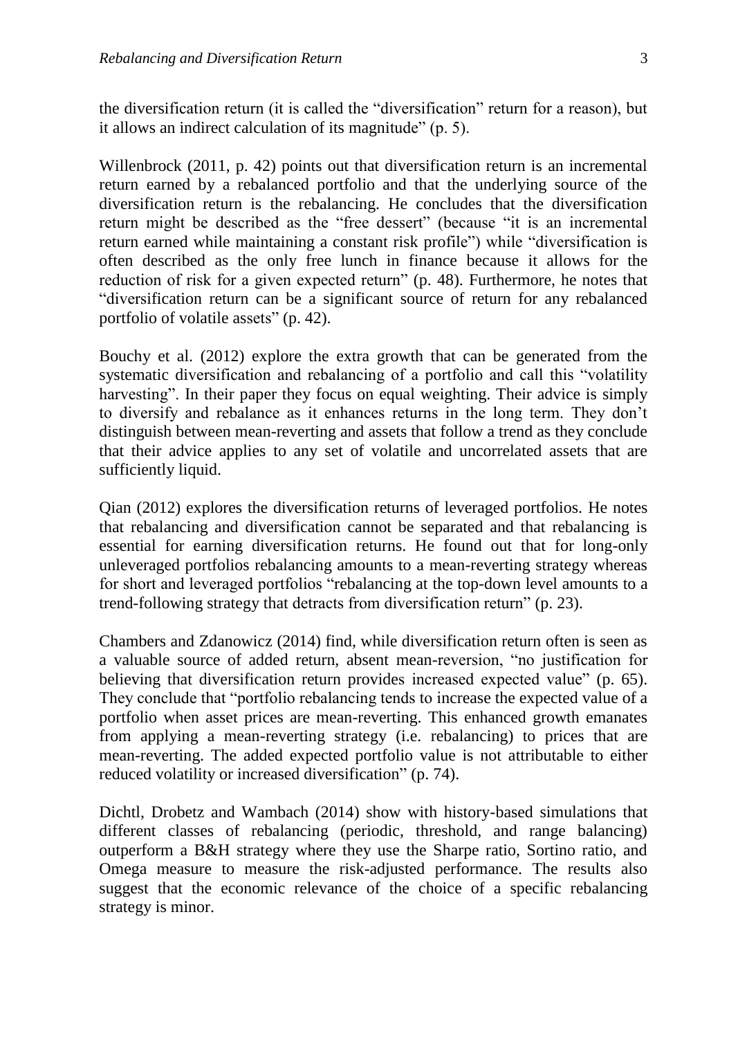the diversification return (it is called the "diversification" return for a reason), but it allows an indirect calculation of its magnitude" (p. 5).

Willenbrock (2011, p. 42) points out that diversification return is an incremental return earned by a rebalanced portfolio and that the underlying source of the diversification return is the rebalancing. He concludes that the diversification return might be described as the "free dessert" (because "it is an incremental return earned while maintaining a constant risk profile") while "diversification is often described as the only free lunch in finance because it allows for the reduction of risk for a given expected return" (p. 48). Furthermore, he notes that "diversification return can be a significant source of return for any rebalanced portfolio of volatile assets" (p. 42).

Bouchy et al. (2012) explore the extra growth that can be generated from the systematic diversification and rebalancing of a portfolio and call this "volatility harvesting". In their paper they focus on equal weighting. Their advice is simply to diversify and rebalance as it enhances returns in the long term. They don't distinguish between mean-reverting and assets that follow a trend as they conclude that their advice applies to any set of volatile and uncorrelated assets that are sufficiently liquid.

Qian (2012) explores the diversification returns of leveraged portfolios. He notes that rebalancing and diversification cannot be separated and that rebalancing is essential for earning diversification returns. He found out that for long-only unleveraged portfolios rebalancing amounts to a mean-reverting strategy whereas for short and leveraged portfolios "rebalancing at the top-down level amounts to a trend-following strategy that detracts from diversification return" (p. 23).

Chambers and Zdanowicz (2014) find, while diversification return often is seen as a valuable source of added return, absent mean-reversion, "no justification for believing that diversification return provides increased expected value" (p. 65). They conclude that "portfolio rebalancing tends to increase the expected value of a portfolio when asset prices are mean-reverting. This enhanced growth emanates from applying a mean-reverting strategy (i.e. rebalancing) to prices that are mean-reverting. The added expected portfolio value is not attributable to either reduced volatility or increased diversification" (p. 74).

Dichtl, Drobetz and Wambach (2014) show with history-based simulations that different classes of rebalancing (periodic, threshold, and range balancing) outperform a B&H strategy where they use the Sharpe ratio, Sortino ratio, and Omega measure to measure the risk-adjusted performance. The results also suggest that the economic relevance of the choice of a specific rebalancing strategy is minor.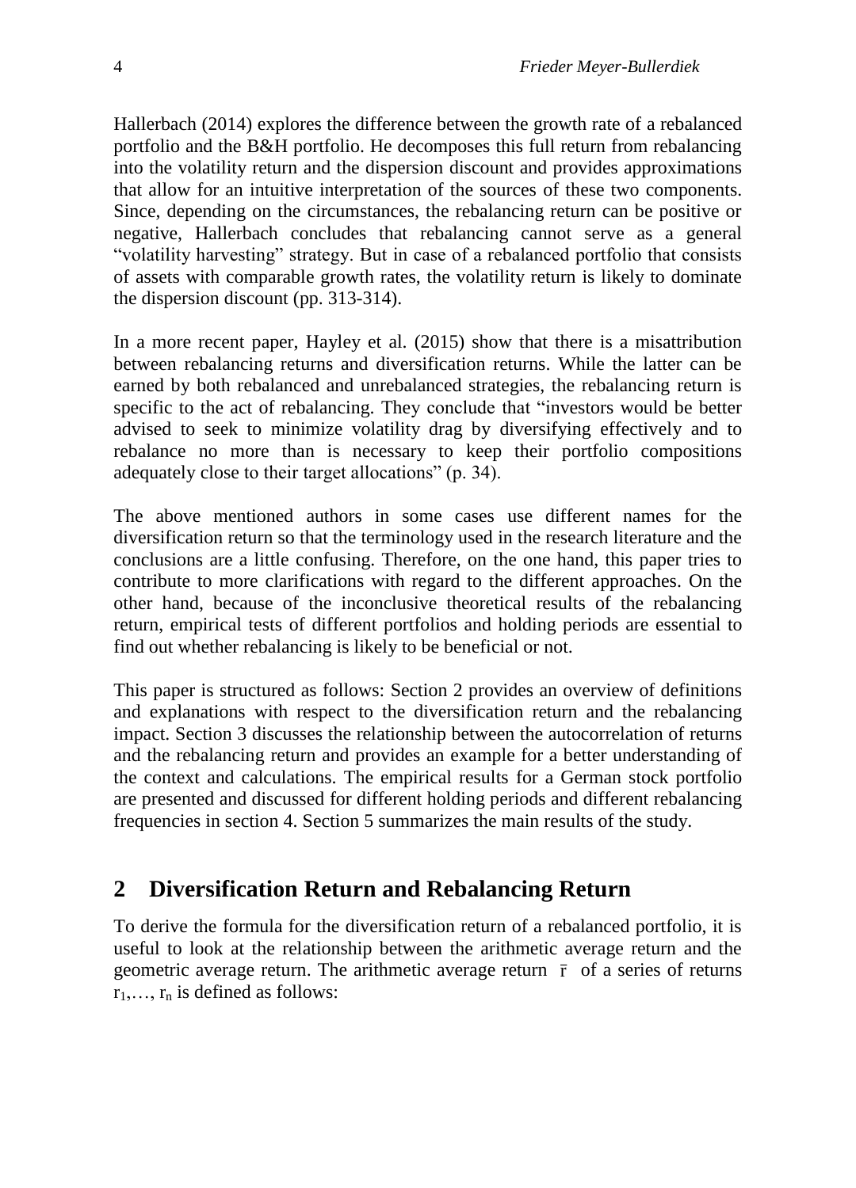Hallerbach (2014) explores the difference between the growth rate of a rebalanced portfolio and the B&H portfolio. He decomposes this full return from rebalancing into the volatility return and the dispersion discount and provides approximations that allow for an intuitive interpretation of the sources of these two components. Since, depending on the circumstances, the rebalancing return can be positive or negative, Hallerbach concludes that rebalancing cannot serve as a general "volatility harvesting" strategy. But in case of a rebalanced portfolio that consists of assets with comparable growth rates, the volatility return is likely to dominate the dispersion discount (pp. 313-314).

In a more recent paper, Hayley et al. (2015) show that there is a misattribution between rebalancing returns and diversification returns. While the latter can be earned by both rebalanced and unrebalanced strategies, the rebalancing return is specific to the act of rebalancing. They conclude that "investors would be better advised to seek to minimize volatility drag by diversifying effectively and to rebalance no more than is necessary to keep their portfolio compositions adequately close to their target allocations" (p. 34).

The above mentioned authors in some cases use different names for the diversification return so that the terminology used in the research literature and the conclusions are a little confusing. Therefore, on the one hand, this paper tries to contribute to more clarifications with regard to the different approaches. On the other hand, because of the inconclusive theoretical results of the rebalancing return, empirical tests of different portfolios and holding periods are essential to find out whether rebalancing is likely to be beneficial or not.

This paper is structured as follows: Section 2 provides an overview of definitions and explanations with respect to the diversification return and the rebalancing impact. Section 3 discusses the relationship between the autocorrelation of returns and the rebalancing return and provides an example for a better understanding of the context and calculations. The empirical results for a German stock portfolio are presented and discussed for different holding periods and different rebalancing frequencies in section 4. Section 5 summarizes the main results of the study.

## 2 Diversification Return and Rebalancing Return

To derive the formula for the diversification return of a rebalanced portfolio, it is useful to look at the relationship between the arithmetic average return and the geometric average return. The arithmetic average return $\bar{r}$ of a series of returns $r_1,\ldots, r_n$ is defined as follows: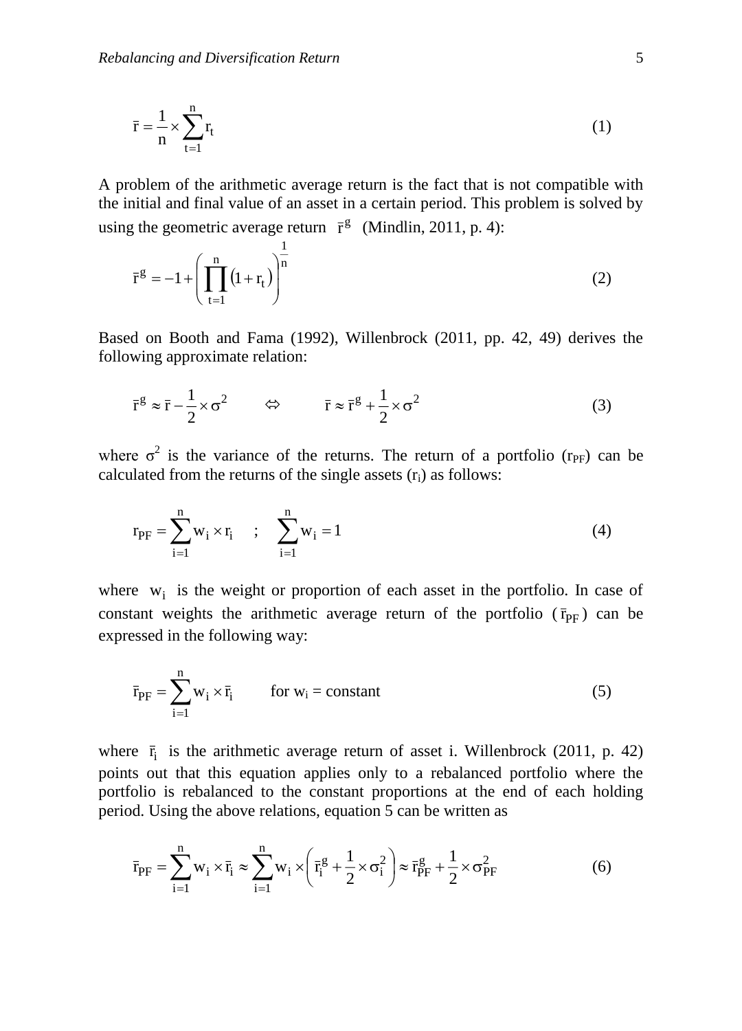$$\bar{r} = \frac{1}{n} \times \sum_{t=1}^{n} r_t \tag{1}$$

A problem of the arithmetic average return is the fact that is not compatible with the initial and final value of an asset in a certain period. This problem is solved by using the geometric average return $\bar{r}^g$ (Mindlin, 2011, p. 4):

$$\bar{r}^g = -1 + \left( \prod_{t=1}^{n} (1 + r_t) \right)^{\frac{1}{n}} \tag{2}$$

Based on Booth and Fama (1992), Willenbrock (2011, pp. 42, 49) derives the following approximate relation:

$$\bar{r}^g \approx \bar{r} - \frac{1}{2} \times \sigma^2 \qquad \Leftrightarrow \qquad \bar{r} \approx \bar{r}^g + \frac{1}{2} \times \sigma^2 \tag{3}$$

where $\sigma^2$ is the variance of the returns. The return of a portfolio ($r_{PF}$) can be calculated from the returns of the single assets ($r_i$) as follows:

$$r_{PF} = \sum_{i=1}^{n} w_i \times r_i \quad ; \quad \sum_{i=1}^{n} w_i = 1 \tag{4}$$

where $w_i$ is the weight or proportion of each asset in the portfolio. In case of constant weights the arithmetic average return of the portfolio ($\bar{r}_{PF}$) can be expressed in the following way:

$$\bar{r}_{PF} = \sum_{i=1}^{n} w_i \times \bar{r}_i \qquad \text{for } w_i = \text{constant} \tag{5}$$

where $\bar{r}_i$ is the arithmetic average return of asset i. Willenbrock (2011, p. 42) points out that this equation applies only to a rebalanced portfolio where the portfolio is rebalanced to the constant proportions at the end of each holding period. Using the above relations, equation 5 can be written as

$$\bar{r}_{PF} = \sum_{i=1}^{n} w_i \times \bar{r}_i \approx \sum_{i=1}^{n} w_i \times \left( \bar{r}_i^g + \frac{1}{2} \times \sigma_i^2 \right) \approx \bar{r}_{PF}^g + \frac{1}{2} \times \sigma_{PF}^2 \tag{6}$$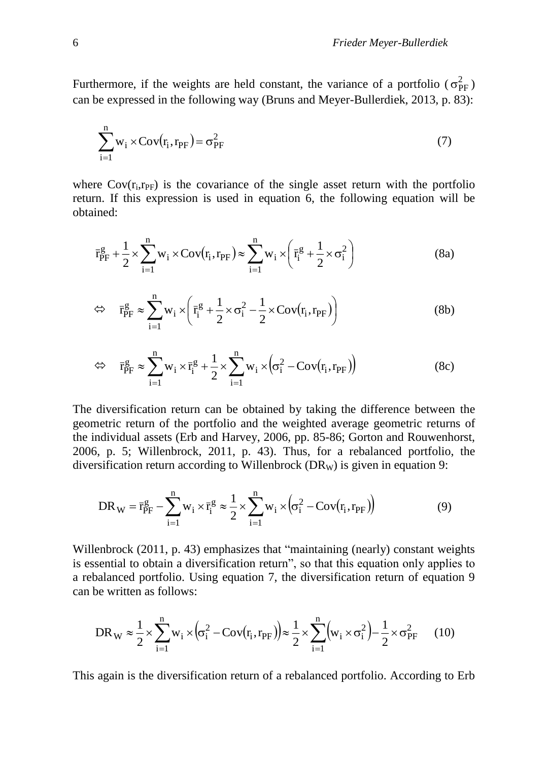Furthermore, if the weights are held constant, the variance of a portfolio ($\sigma_{PF}^2$) can be expressed in the following way (Bruns and Meyer-Bullerdiek, 2013, p. 83):

$$\sum_{i=1}^{n} w_i \times \text{Cov}(r_i, r_{PF}) = \sigma_{PF}^2 \tag{7}$$

where $\text{Cov}(r_i, r_{PF})$ is the covariance of the single asset return with the portfolio return. If this expression is used in equation 6, the following equation will be obtained:

$$\bar{r}_{PF}^{g} + \frac{1}{2} \times \sum_{i=1}^{n} w_i \times \text{Cov}(r_i, r_{PF}) \approx \sum_{i=1}^{n} w_i \times \left( \bar{r}_i^{g} + \frac{1}{2} \times \sigma_i^2 \right) \tag{8a}$$

$$\Leftrightarrow \quad \bar{r}_{PF}^{g} \approx \sum_{i=1}^{n} w_i \times \left( \bar{r}_i^{g} + \frac{1}{2} \times \sigma_i^2 - \frac{1}{2} \times \text{Cov}(r_i, r_{PF}) \right) \tag{8b}$$

$$\Leftrightarrow \quad \bar{r}_{PF}^{g} \approx \sum_{i=1}^{n} w_i \times \bar{r}_i^{g} + \frac{1}{2} \times \sum_{i=1}^{n} w_i \times \left( \sigma_i^2 - \text{Cov}(r_i, r_{PF}) \right) \tag{8c}$$

The diversification return can be obtained by taking the difference between the geometric return of the portfolio and the weighted average geometric returns of the individual assets (Erb and Harvey, 2006, pp. 85-86; Gorton and Rouwenhorst, 2006, p. 5; Willenbrock, 2011, p. 43). Thus, for a rebalanced portfolio, the diversification return according to Willenbrock ($DR_W$) is given in equation 9:

$$DR_W = \bar{r}_{PF}^{g} - \sum_{i=1}^{n} w_i \times \bar{r}_i^{g} \approx \frac{1}{2} \times \sum_{i=1}^{n} w_i \times \left( \sigma_i^2 - \text{Cov}(r_i, r_{PF}) \right) \tag{9}$$

Willenbrock (2011, p. 43) emphasizes that "maintaining (nearly) constant weights is essential to obtain a diversification return", so that this equation only applies to a rebalanced portfolio. Using equation 7, the diversification return of equation 9 can be written as follows:

$$DR_W \approx \frac{1}{2} \times \sum_{i=1}^{n} w_i \times \left( \sigma_i^2 - \text{Cov}(r_i, r_{PF}) \right) \approx \frac{1}{2} \times \sum_{i=1}^{n} \left( w_i \times \sigma_i^2 \right) - \frac{1}{2} \times \sigma_{PF}^2 \tag{10}$$

This again is the diversification return of a rebalanced portfolio. According to Erb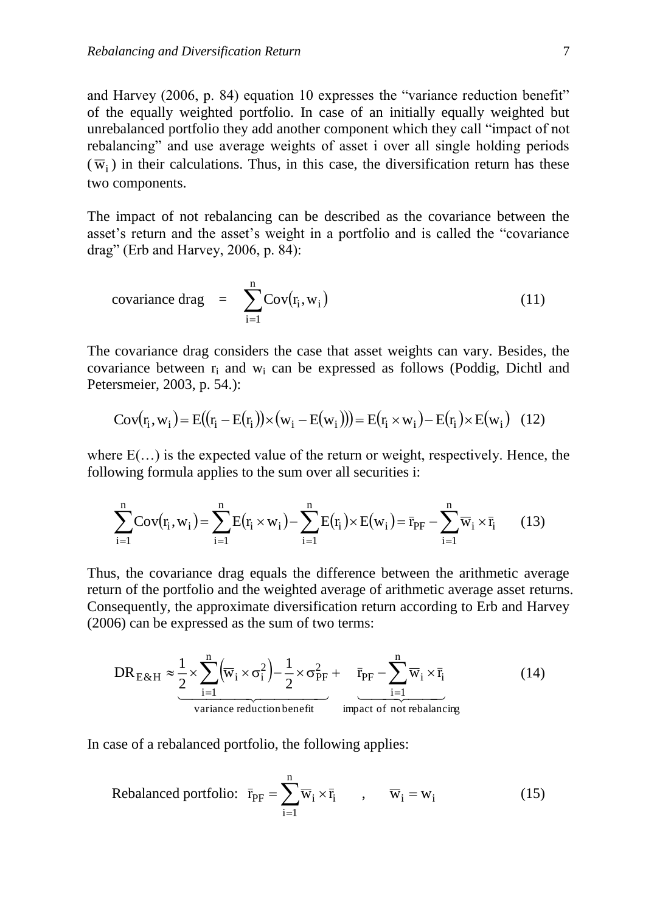and Harvey (2006, p. 84) equation 10 expresses the "variance reduction benefit" of the equally weighted portfolio. In case of an initially equally weighted but unrebalanced portfolio they add another component which they call "impact of not rebalancing" and use average weights of asset i over all single holding periods ($\overline{w}_i$) in their calculations. Thus, in this case, the diversification return has these two components.

The impact of not rebalancing can be described as the covariance between the asset's return and the asset's weight in a portfolio and is called the "covariance drag" (Erb and Harvey, 2006, p. 84):

$$\text{covariance drag} \quad = \quad \sum_{i=1}^{n} \operatorname{Cov}(r_i, w_i) \tag{11}$$

The covariance drag considers the case that asset weights can vary. Besides, the covariance between $r_i$ and $w_i$ can be expressed as follows (Poddig, Dichtl and Petersmeier, 2003, p. 54.):

$$\operatorname{Cov}(r_i, w_i) = E\big((r_i - E(r_i)) \times (w_i - E(w_i))\big) = E(r_i \times w_i) - E(r_i) \times E(w_i) \tag{12}$$

where E(…) is the expected value of the return or weight, respectively. Hence, the following formula applies to the sum over all securities i:

$$\sum_{i=1}^{n} \operatorname{Cov}(r_i, w_i) = \sum_{i=1}^{n} E(r_i \times w_i) - \sum_{i=1}^{n} E(r_i) \times E(w_i) = \bar{r}_{PF} - \sum_{i=1}^{n} \overline{w}_i \times \bar{r}_i \tag{13}$$

Thus, the covariance drag equals the difference between the arithmetic average return of the portfolio and the weighted average of arithmetic average asset returns. Consequently, the approximate diversification return according to Erb and Harvey (2006) can be expressed as the sum of two terms:

$$DR_{E\&H} \approx \underbrace{\frac{1}{2} \times \sum_{i=1}^{n} \left(\overline{w}_i \times \sigma_i^2\right) - \frac{1}{2} \times \sigma_{PF}^2}_{\text{variance reduction benefit}} + \underbrace{\bar{r}_{PF} - \sum_{i=1}^{n} \overline{w}_i \times \bar{r}_i}_{\text{impact of not rebalancing}} \tag{14}$$

In case of a rebalanced portfolio, the following applies:

$$\text{Rebalanced portfolio:} \quad \bar{r}_{PF} = \sum_{i=1}^{n} \overline{w}_i \times \bar{r}_i \quad , \quad \overline{w}_i = w_i \tag{15}$$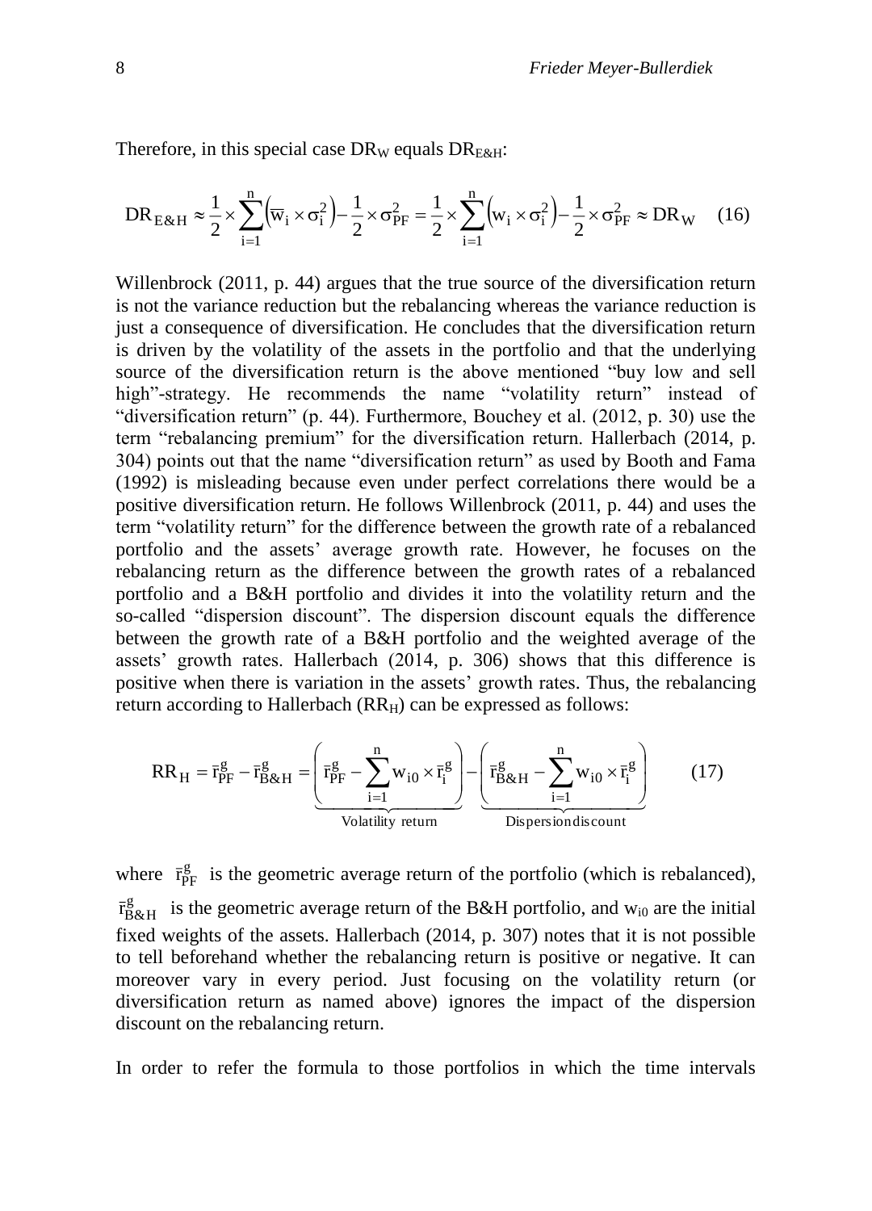Therefore, in this special case $DR_W$ equals $DR_{E\&H}$:

$$DR_{E\&H} \approx \frac{1}{2} \times \sum_{i=1}^{n} \left( \overline{w}_i \times \sigma_i^2 \right) - \frac{1}{2} \times \sigma_{PF}^2 = \frac{1}{2} \times \sum_{i=1}^{n} \left( w_i \times \sigma_i^2 \right) - \frac{1}{2} \times \sigma_{PF}^2 \approx DR_W \quad (16)$$

Willenbrock (2011, p. 44) argues that the true source of the diversification return is not the variance reduction but the rebalancing whereas the variance reduction is just a consequence of diversification. He concludes that the diversification return is driven by the volatility of the assets in the portfolio and that the underlying source of the diversification return is the above mentioned "buy low and sell high"-strategy. He recommends the name "volatility return" instead of "diversification return" (p. 44). Furthermore, Bouchey et al. (2012, p. 30) use the term "rebalancing premium" for the diversification return. Hallerbach (2014, p. 304) points out that the name "diversification return" as used by Booth and Fama (1992) is misleading because even under perfect correlations there would be a positive diversification return. He follows Willenbrock (2011, p. 44) and uses the term "volatility return" for the difference between the growth rate of a rebalanced portfolio and the assets' average growth rate. However, he focuses on the rebalancing return as the difference between the growth rates of a rebalanced portfolio and a B&H portfolio and divides it into the volatility return and the so-called "dispersion discount". The dispersion discount equals the difference between the growth rate of a B&H portfolio and the weighted average of the assets' growth rates. Hallerbach (2014, p. 306) shows that this difference is positive when there is variation in the assets' growth rates. Thus, the rebalancing return according to Hallerbach ($RR_H$) can be expressed as follows:

$$RR_H = \bar{r}_{PF}^g - \bar{r}_{B\&H}^g = \underbrace{\left( \bar{r}_{PF}^g - \sum_{i=1}^{n} w_{i0} \times \bar{r}_i^g \right)}_{\text{Volatility return}} - \underbrace{\left( \bar{r}_{B\&H}^g - \sum_{i=1}^{n} w_{i0} \times \bar{r}_i^g \right)}_{\text{Dispersion discount}} \quad (17)$$

where $\bar{r}_{PF}^g$ is the geometric average return of the portfolio (which is rebalanced), $\bar{r}_{B\&H}^g$ is the geometric average return of the B&H portfolio, and $w_{i0}$ are the initial fixed weights of the assets. Hallerbach (2014, p. 307) notes that it is not possible to tell beforehand whether the rebalancing return is positive or negative. It can moreover vary in every period. Just focusing on the volatility return (or diversification return as named above) ignores the impact of the dispersion discount on the rebalancing return.

In order to refer the formula to those portfolios in which the time intervals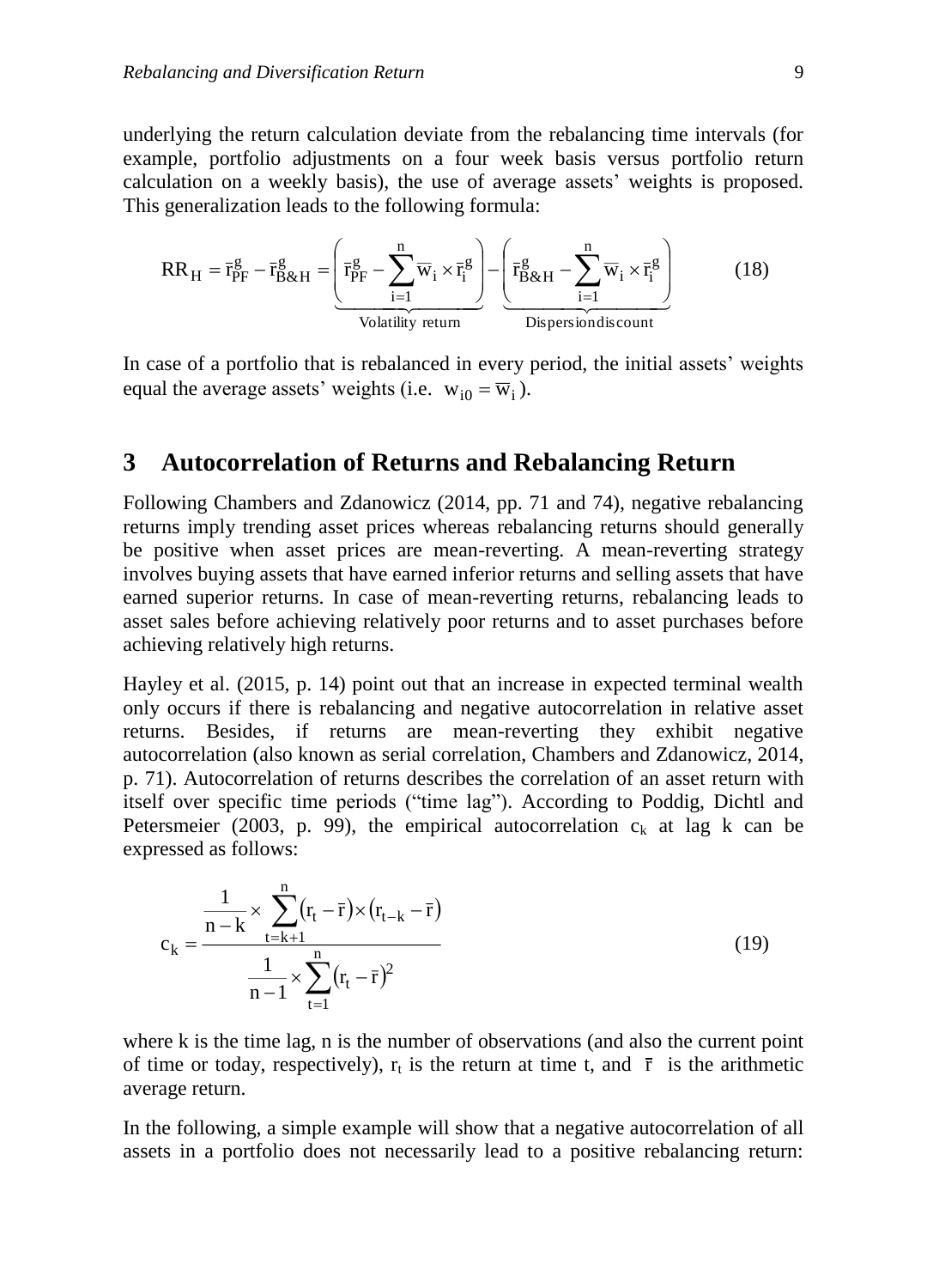underlying the return calculation deviate from the rebalancing time intervals (for example, portfolio adjustments on a four week basis versus portfolio return calculation on a weekly basis), the use of average assets' weights is proposed. This generalization leads to the following formula:

$$\mathrm{RR}_{\mathrm{H}} = \bar{r}_{\mathrm{PF}}^{g} - \bar{r}_{\mathrm{B\&H}}^{g} = \underbrace{\left( \bar{r}_{\mathrm{PF}}^{g} - \sum_{i=1}^{n} \bar{w}_i \times \bar{r}_i^{g} \right)}_{\text{Volatility return}} - \underbrace{\left( \bar{r}_{\mathrm{B\&H}}^{g} - \sum_{i=1}^{n} \bar{w}_i \times \bar{r}_i^{g} \right)}_{\text{Dispersion discount}} \tag{18}$$

In case of a portfolio that is rebalanced in every period, the initial assets' weights equal the average assets' weights (i.e. $w_{i0} = \bar{w}_i$).

## 3 Autocorrelation of Returns and Rebalancing Return

Following Chambers and Zdanowicz (2014, pp. 71 and 74), negative rebalancing returns imply trending asset prices whereas rebalancing returns should generally be positive when asset prices are mean-reverting. A mean-reverting strategy involves buying assets that have earned inferior returns and selling assets that have earned superior returns. In case of mean-reverting returns, rebalancing leads to asset sales before achieving relatively poor returns and to asset purchases before achieving relatively high returns.

Hayley et al. (2015, p. 14) point out that an increase in expected terminal wealth only occurs if there is rebalancing and negative autocorrelation in relative asset returns. Besides, if returns are mean-reverting they exhibit negative autocorrelation (also known as serial correlation, Chambers and Zdanowicz, 2014, p. 71). Autocorrelation of returns describes the correlation of an asset return with itself over specific time periods ("time lag"). According to Poddig, Dichtl and Petersmeier (2003, p. 99), the empirical autocorrelation $c_k$ at lag k can be expressed as follows:

$$c_k = \frac{\frac{1}{n-k} \times \sum_{t=k+1}^{n} (r_t - \bar{r}) \times (r_{t-k} - \bar{r})}{\frac{1}{n-1} \times \sum_{t=1}^{n} (r_t - \bar{r})^2} \tag{19}$$

where k is the time lag, n is the number of observations (and also the current point of time or today, respectively), $r_t$ is the return at time t, and $\bar{r}$ is the arithmetic average return.

In the following, a simple example will show that a negative autocorrelation of all assets in a portfolio does not necessarily lead to a positive rebalancing return: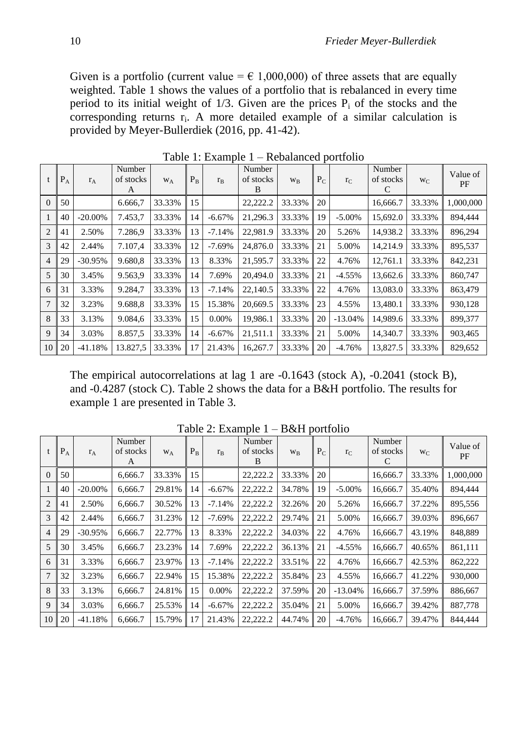Given is a portfolio (current value = € 1,000,000) of three assets that are equally weighted. Table 1 shows the values of a portfolio that is rebalanced in every time period to its initial weight of 1/3. Given are the prices $P_i$ of the stocks and the corresponding returns $r_i$. A more detailed example of a similar calculation is provided by Meyer-Bullerdiek (2016, pp. 41-42).

Table 1: Example 1 – Rebalanced portfolio

| t | $P_A$ | $r_A$ | Number of stocks A | $w_A$ | $P_B$ | $r_B$ | Number of stocks B | $w_B$ | $P_C$ | $r_C$ | Number of stocks C | $w_C$ | Value of PF |
|---|---|---|---|---|---|---|---|---|---|---|---|---|---|
| 0 | 50 | | 6.666,7 | 33.33% | 15 | | 22,222.2 | 33.33% | 20 | | 16,666.7 | 33.33% | 1,000,000 |
| 1 | 40 | -20.00% | 7.453,7 | 33.33% | 14 | -6.67% | 21,296.3 | 33.33% | 19 | -5.00% | 15,692.0 | 33.33% | 894,444 |
| 2 | 41 | 2.50% | 7.286,9 | 33.33% | 13 | -7.14% | 22,981.9 | 33.33% | 20 | 5.26% | 14,938.2 | 33.33% | 896,294 |
| 3 | 42 | 2.44% | 7.107,4 | 33.33% | 12 | -7.69% | 24,876.0 | 33.33% | 21 | 5.00% | 14,214.9 | 33.33% | 895,537 |
| 4 | 29 | -30.95% | 9.680,8 | 33.33% | 13 | 8.33% | 21,595.7 | 33.33% | 22 | 4.76% | 12,761.1 | 33.33% | 842,231 |
| 5 | 30 | 3.45% | 9.563,9 | 33.33% | 14 | 7.69% | 20,494.0 | 33.33% | 21 | -4.55% | 13,662.6 | 33.33% | 860,747 |
| 6 | 31 | 3.33% | 9.284,7 | 33.33% | 13 | -7.14% | 22,140.5 | 33.33% | 22 | 4.76% | 13,083.0 | 33.33% | 863,479 |
| 7 | 32 | 3.23% | 9.688,8 | 33.33% | 15 | 15.38% | 20,669.5 | 33.33% | 23 | 4.55% | 13,480.1 | 33.33% | 930,128 |
| 8 | 33 | 3.13% | 9.084,6 | 33.33% | 15 | 0.00% | 19,986.1 | 33.33% | 20 | -13.04% | 14,989.6 | 33.33% | 899,377 |
| 9 | 34 | 3.03% | 8.857,5 | 33.33% | 14 | -6.67% | 21,511.1 | 33.33% | 21 | 5.00% | 14,340.7 | 33.33% | 903,465 |
| 10 | 20 | -41.18% | 13.827,5 | 33.33% | 17 | 21.43% | 16,267.7 | 33.33% | 20 | -4.76% | 13,827.5 | 33.33% | 829,652 |

The empirical autocorrelations at lag 1 are -0.1643 (stock A), -0.2041 (stock B), and -0.4287 (stock C). Table 2 shows the data for a B&H portfolio. The results for example 1 are presented in Table 3.

Table 2: Example 1 – B&H portfolio

| t | $P_A$ | $r_A$ | Number of stocks A | $w_A$ | $P_B$ | $r_B$ | Number of stocks B | $w_B$ | $P_C$ | $r_C$ | Number of stocks C | $w_C$ | Value of PF |
|---|---|---|---|---|---|---|---|---|---|---|---|---|---|
| 0 | 50 | | 6,666.7 | 33.33% | 15 | | 22,222.2 | 33.33% | 20 | | 16,666.7 | 33.33% | 1,000,000 |
| 1 | 40 | -20.00% | 6,666.7 | 29.81% | 14 | -6.67% | 22,222.2 | 34.78% | 19 | -5.00% | 16,666.7 | 35.40% | 894,444 |
| 2 | 41 | 2.50% | 6,666.7 | 30.52% | 13 | -7.14% | 22,222.2 | 32.26% | 20 | 5.26% | 16,666.7 | 37.22% | 895,556 |
| 3 | 42 | 2.44% | 6,666.7 | 31.23% | 12 | -7.69% | 22,222.2 | 29.74% | 21 | 5.00% | 16,666.7 | 39.03% | 896,667 |
| 4 | 29 | -30.95% | 6,666.7 | 22.77% | 13 | 8.33% | 22,222.2 | 34.03% | 22 | 4.76% | 16,666.7 | 43.19% | 848,889 |
| 5 | 30 | 3.45% | 6,666.7 | 23.23% | 14 | 7.69% | 22,222.2 | 36.13% | 21 | -4.55% | 16,666.7 | 40.65% | 861,111 |
| 6 | 31 | 3.33% | 6,666.7 | 23.97% | 13 | -7.14% | 22,222.2 | 33.51% | 22 | 4.76% | 16,666.7 | 42.53% | 862,222 |
| 7 | 32 | 3.23% | 6,666.7 | 22.94% | 15 | 15.38% | 22,222.2 | 35.84% | 23 | 4.55% | 16,666.7 | 41.22% | 930,000 |
| 8 | 33 | 3.13% | 6,666.7 | 24.81% | 15 | 0.00% | 22,222.2 | 37.59% | 20 | -13.04% | 16,666.7 | 37.59% | 886,667 |
| 9 | 34 | 3.03% | 6,666.7 | 25.53% | 14 | -6.67% | 22,222.2 | 35.04% | 21 | 5.00% | 16,666.7 | 39.42% | 887,778 |
| 10 | 20 | -41.18% | 6,666.7 | 15.79% | 17 | 21.43% | 22,222.2 | 44.74% | 20 | -4.76% | 16,666.7 | 39.47% | 844,444 |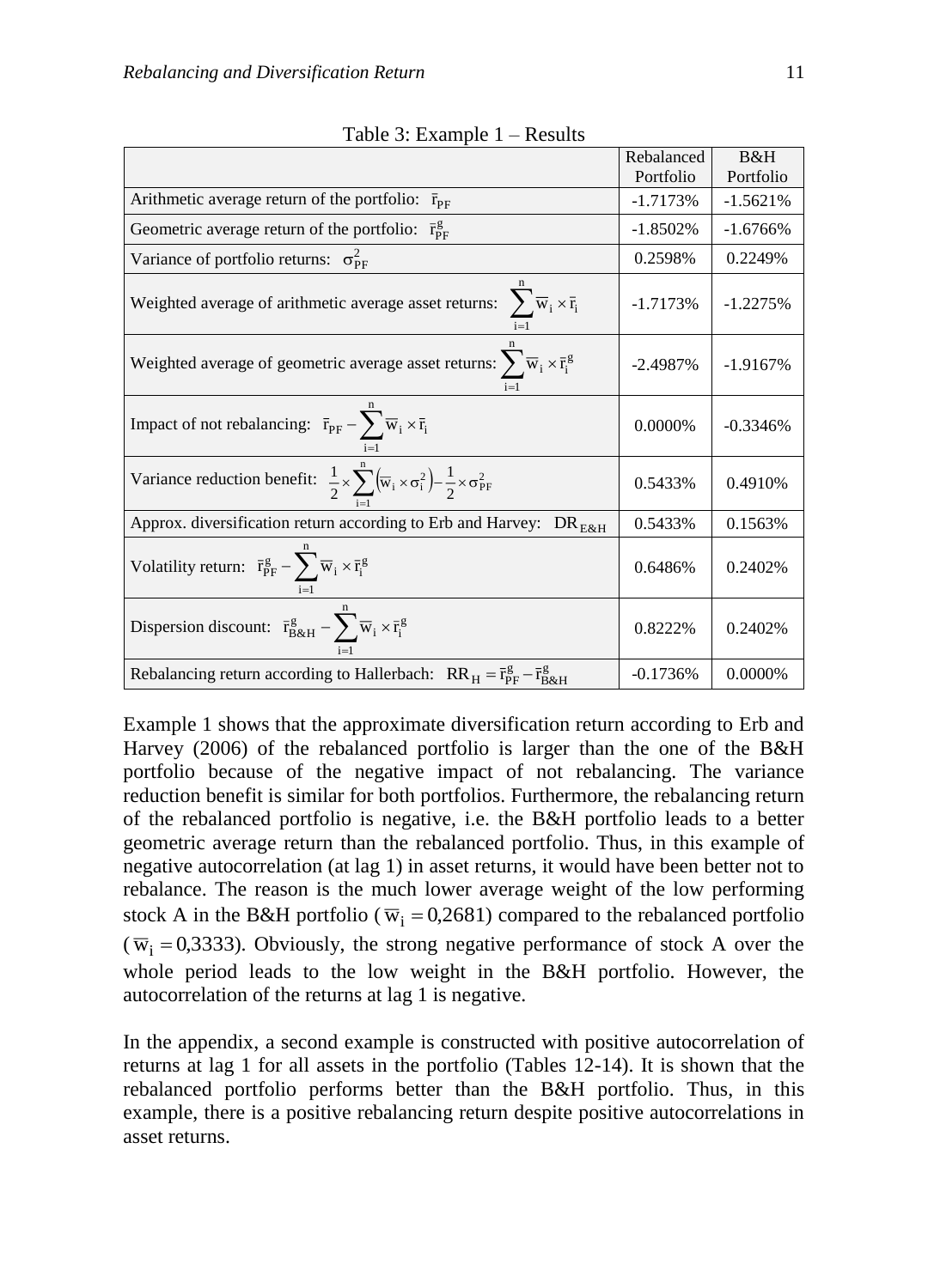Table 3: Example 1 – Results

| | Rebalanced Portfolio | B&H Portfolio |
|---|---|---|
| Arithmetic average return of the portfolio: $\bar{r}_{PF}$ | -1.7173% | -1.5621% |
| Geometric average return of the portfolio: $\bar{r}_{PF}^{g}$ | -1.8502% | -1.6766% |
| Variance of portfolio returns: $\sigma_{PF}^{2}$ | 0.2598% | 0.2249% |
| Weighted average of arithmetic average asset returns: $\sum_{i=1}^{n} \bar{w}_i \times \bar{r}_i$ | -1.7173% | -1.2275% |
| Weighted average of geometric average asset returns: $\sum_{i=1}^{n} \bar{w}_i \times \bar{r}_i^{g}$ | -2.4987% | -1.9167% |
| Impact of not rebalancing: $\bar{r}_{PF} - \sum_{i=1}^{n} \bar{w}_i \times \bar{r}_i$ | 0.0000% | -0.3346% |
| Variance reduction benefit: $\frac{1}{2} \times \sum_{i=1}^{n} \left( \bar{w}_i \times \sigma_i^2 \right) - \frac{1}{2} \times \sigma_{PF}^2$ | 0.5433% | 0.4910% |
| Approx. diversification return according to Erb and Harvey: $DR_{E\&H}$ | 0.5433% | 0.1563% |
| Volatility return: $\bar{r}_{PF}^{g} - \sum_{i=1}^{n} \bar{w}_i \times \bar{r}_i^{g}$ | 0.6486% | 0.2402% |
| Dispersion discount: $\bar{r}_{B\&H}^{g} - \sum_{i=1}^{n} \bar{w}_i \times \bar{r}_i^{g}$ | 0.8222% | 0.2402% |
| Rebalancing return according to Hallerbach: $RR_H = \bar{r}_{PF}^{g} - \bar{r}_{B\&H}^{g}$ | -0.1736% | 0.0000% |

Example 1 shows that the approximate diversification return according to Erb and Harvey (2006) of the rebalanced portfolio is larger than the one of the B&H portfolio because of the negative impact of not rebalancing. The variance reduction benefit is similar for both portfolios. Furthermore, the rebalancing return of the rebalanced portfolio is negative, i.e. the B&H portfolio leads to a better geometric average return than the rebalanced portfolio. Thus, in this example of negative autocorrelation (at lag 1) in asset returns, it would have been better not to rebalance. The reason is the much lower average weight of the low performing stock A in the B&H portfolio ($\bar{w}_i = 0{,}2681$) compared to the rebalanced portfolio ($\bar{w}_i = 0{,}3333$). Obviously, the strong negative performance of stock A over the whole period leads to the low weight in the B&H portfolio. However, the autocorrelation of the returns at lag 1 is negative.

In the appendix, a second example is constructed with positive autocorrelation of returns at lag 1 for all assets in the portfolio (Tables 12-14). It is shown that the rebalanced portfolio performs better than the B&H portfolio. Thus, in this example, there is a positive rebalancing return despite positive autocorrelations in asset returns.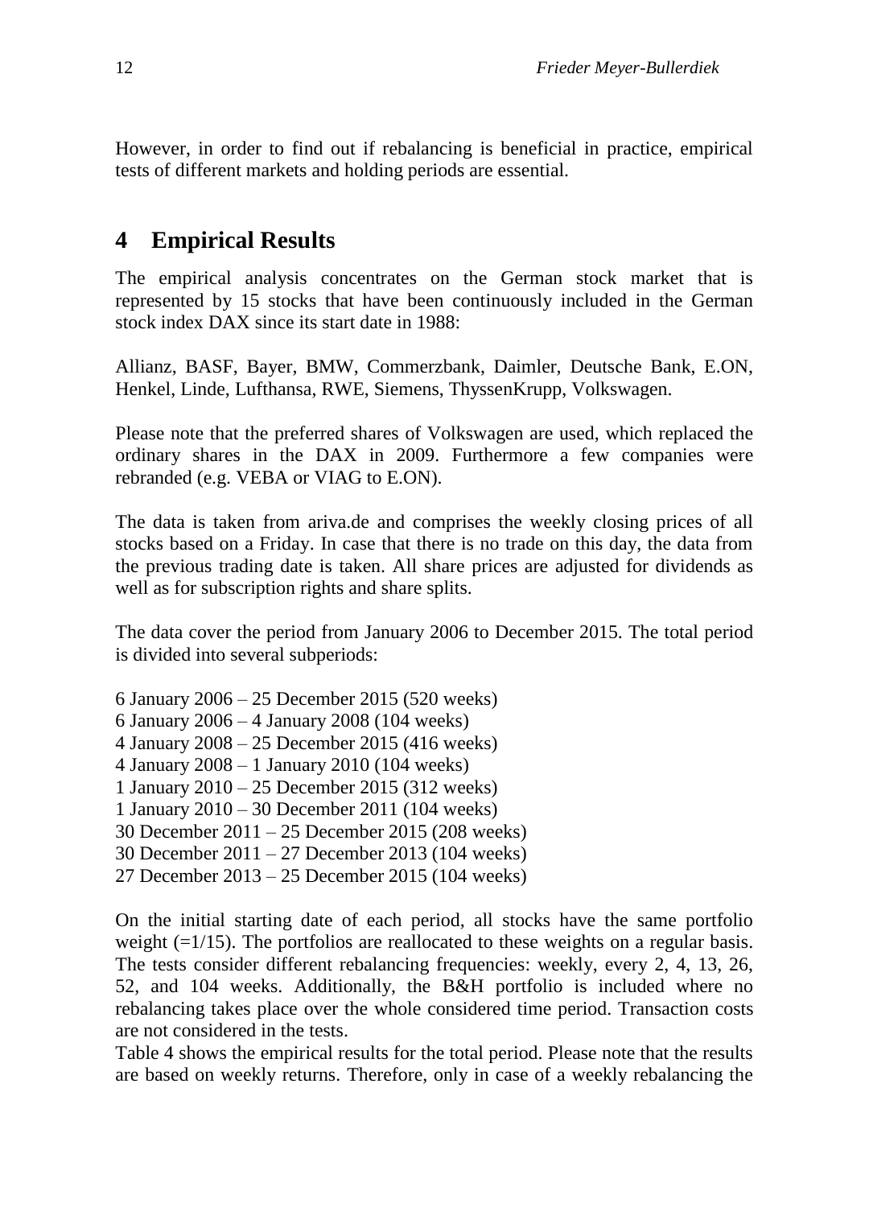However, in order to find out if rebalancing is beneficial in practice, empirical tests of different markets and holding periods are essential.

## 4 Empirical Results

The empirical analysis concentrates on the German stock market that is represented by 15 stocks that have been continuously included in the German stock index DAX since its start date in 1988:

Allianz, BASF, Bayer, BMW, Commerzbank, Daimler, Deutsche Bank, E.ON, Henkel, Linde, Lufthansa, RWE, Siemens, ThyssenKrupp, Volkswagen.

Please note that the preferred shares of Volkswagen are used, which replaced the ordinary shares in the DAX in 2009. Furthermore a few companies were rebranded (e.g. VEBA or VIAG to E.ON).

The data is taken from ariva.de and comprises the weekly closing prices of all stocks based on a Friday. In case that there is no trade on this day, the data from the previous trading date is taken. All share prices are adjusted for dividends as well as for subscription rights and share splits.

The data cover the period from January 2006 to December 2015. The total period is divided into several subperiods:

6 January 2006 – 25 December 2015 (520 weeks)
6 January 2006 – 4 January 2008 (104 weeks)
4 January 2008 – 25 December 2015 (416 weeks)
4 January 2008 – 1 January 2010 (104 weeks)
1 January 2010 – 25 December 2015 (312 weeks)
1 January 2010 – 30 December 2011 (104 weeks)
30 December 2011 – 25 December 2015 (208 weeks)
30 December 2011 – 27 December 2013 (104 weeks)
27 December 2013 – 25 December 2015 (104 weeks)

On the initial starting date of each period, all stocks have the same portfolio weight (=1/15). The portfolios are reallocated to these weights on a regular basis. The tests consider different rebalancing frequencies: weekly, every 2, 4, 13, 26, 52, and 104 weeks. Additionally, the B&H portfolio is included where no rebalancing takes place over the whole considered time period. Transaction costs are not considered in the tests.
Table 4 shows the empirical results for the total period. Please note that the results are based on weekly returns. Therefore, only in case of a weekly rebalancing the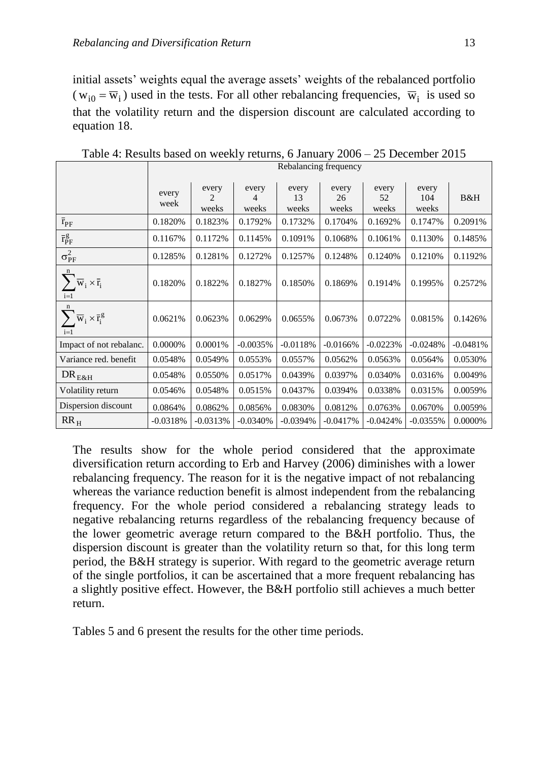initial assets' weights equal the average assets' weights of the rebalanced portfolio ($w_{i0} = \overline{w}_i$) used in the tests. For all other rebalancing frequencies, $\overline{w}_i$ is used so that the volatility return and the dispersion discount are calculated according to equation 18.

Table 4: Results based on weekly returns, 6 January 2006 – 25 December 2015

| | Rebalancing frequency | | | | | | | |
|---|---|---|---|---|---|---|---|---|
| | every week | every 2 weeks | every 4 weeks | every 13 weeks | every 26 weeks | every 52 weeks | every 104 weeks | B&H |
| $\bar{r}_{PF}$ | 0.1820% | 0.1823% | 0.1792% | 0.1732% | 0.1704% | 0.1692% | 0.1747% | 0.2091% |
| $\bar{r}_{PF}^{g}$ | 0.1167% | 0.1172% | 0.1145% | 0.1091% | 0.1068% | 0.1061% | 0.1130% | 0.1485% |
| $\sigma_{PF}^{2}$ | 0.1285% | 0.1281% | 0.1272% | 0.1257% | 0.1248% | 0.1240% | 0.1210% | 0.1192% |
| $\sum_{i=1}^{n} \overline{w}_i \times \bar{r}_i$ | 0.1820% | 0.1822% | 0.1827% | 0.1850% | 0.1869% | 0.1914% | 0.1995% | 0.2572% |
| $\sum_{i=1}^{n} \overline{w}_i \times \bar{r}_i^{g}$ | 0.0621% | 0.0623% | 0.0629% | 0.0655% | 0.0673% | 0.0722% | 0.0815% | 0.1426% |
| Impact of not rebalanc. | 0.0000% | 0.0001% | -0.0035% | -0.0118% | -0.0166% | -0.0223% | -0.0248% | -0.0481% |
| Variance red. benefit | 0.0548% | 0.0549% | 0.0553% | 0.0557% | 0.0562% | 0.0563% | 0.0564% | 0.0530% |
| $DR_{E\&H}$ | 0.0548% | 0.0550% | 0.0517% | 0.0439% | 0.0397% | 0.0340% | 0.0316% | 0.0049% |
| Volatility return | 0.0546% | 0.0548% | 0.0515% | 0.0437% | 0.0394% | 0.0338% | 0.0315% | 0.0059% |
| Dispersion discount | 0.0864% | 0.0862% | 0.0856% | 0.0830% | 0.0812% | 0.0763% | 0.0670% | 0.0059% |
| $RR_H$ | -0.0318% | -0.0313% | -0.0340% | -0.0394% | -0.0417% | -0.0424% | -0.0355% | 0.0000% |

The results show for the whole period considered that the approximate diversification return according to Erb and Harvey (2006) diminishes with a lower rebalancing frequency. The reason for it is the negative impact of not rebalancing whereas the variance reduction benefit is almost independent from the rebalancing frequency. For the whole period considered a rebalancing strategy leads to negative rebalancing returns regardless of the rebalancing frequency because of the lower geometric average return compared to the B&H portfolio. Thus, the dispersion discount is greater than the volatility return so that, for this long term period, the B&H strategy is superior. With regard to the geometric average return of the single portfolios, it can be ascertained that a more frequent rebalancing has a slightly positive effect. However, the B&H portfolio still achieves a much better return.

Tables 5 and 6 present the results for the other time periods.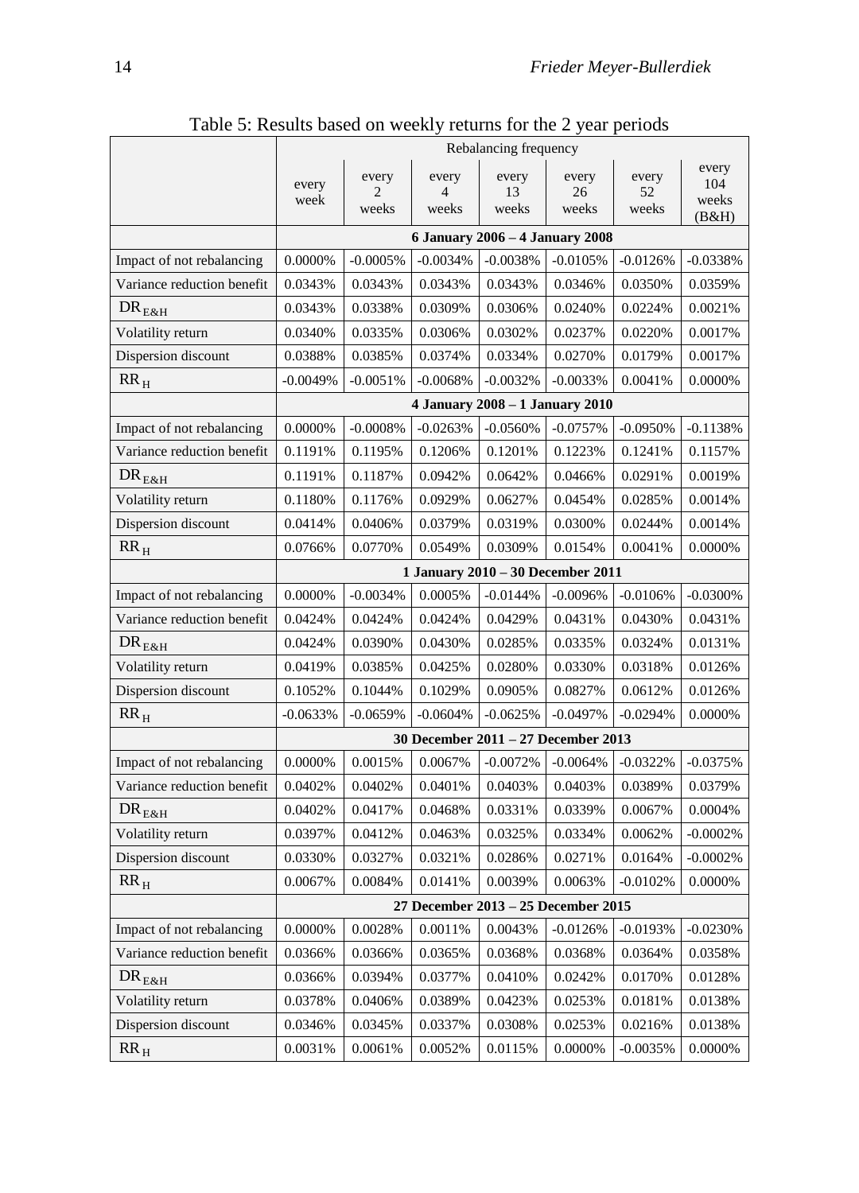Table 5: Results based on weekly returns for the 2 year periods

| | Rebalancing frequency | | | | | | |
|---|---|---|---|---|---|---|---|
| | every week | every 2 weeks | every 4 weeks | every 13 weeks | every 26 weeks | every 52 weeks | every 104 weeks (B&H) |
| | **6 January 2006 – 4 January 2008** | | | | | | |
| Impact of not rebalancing | 0.0000% | -0.0005% | -0.0034% | -0.0038% | -0.0105% | -0.0126% | -0.0338% |
| Variance reduction benefit | 0.0343% | 0.0343% | 0.0343% | 0.0343% | 0.0346% | 0.0350% | 0.0359% |
| $DR_{E\&H}$ | 0.0343% | 0.0338% | 0.0309% | 0.0306% | 0.0240% | 0.0224% | 0.0021% |
| Volatility return | 0.0340% | 0.0335% | 0.0306% | 0.0302% | 0.0237% | 0.0220% | 0.0017% |
| Dispersion discount | 0.0388% | 0.0385% | 0.0374% | 0.0334% | 0.0270% | 0.0179% | 0.0017% |
| $RR_H$ | -0.0049% | -0.0051% | -0.0068% | -0.0032% | -0.0033% | 0.0041% | 0.0000% |
| | **4 January 2008 – 1 January 2010** | | | | | | |
| Impact of not rebalancing | 0.0000% | -0.0008% | -0.0263% | -0.0560% | -0.0757% | -0.0950% | -0.1138% |
| Variance reduction benefit | 0.1191% | 0.1195% | 0.1206% | 0.1201% | 0.1223% | 0.1241% | 0.1157% |
| $DR_{E\&H}$ | 0.1191% | 0.1187% | 0.0942% | 0.0642% | 0.0466% | 0.0291% | 0.0019% |
| Volatility return | 0.1180% | 0.1176% | 0.0929% | 0.0627% | 0.0454% | 0.0285% | 0.0014% |
| Dispersion discount | 0.0414% | 0.0406% | 0.0379% | 0.0319% | 0.0300% | 0.0244% | 0.0014% |
| $RR_H$ | 0.0766% | 0.0770% | 0.0549% | 0.0309% | 0.0154% | 0.0041% | 0.0000% |
| | **1 January 2010 – 30 December 2011** | | | | | | |
| Impact of not rebalancing | 0.0000% | -0.0034% | 0.0005% | -0.0144% | -0.0096% | -0.0106% | -0.0300% |
| Variance reduction benefit | 0.0424% | 0.0424% | 0.0424% | 0.0429% | 0.0431% | 0.0430% | 0.0431% |
| $DR_{E\&H}$ | 0.0424% | 0.0390% | 0.0430% | 0.0285% | 0.0335% | 0.0324% | 0.0131% |
| Volatility return | 0.0419% | 0.0385% | 0.0425% | 0.0280% | 0.0330% | 0.0318% | 0.0126% |
| Dispersion discount | 0.1052% | 0.1044% | 0.1029% | 0.0905% | 0.0827% | 0.0612% | 0.0126% |
| $RR_H$ | -0.0633% | -0.0659% | -0.0604% | -0.0625% | -0.0497% | -0.0294% | 0.0000% |
| | **30 December 2011 – 27 December 2013** | | | | | | |
| Impact of not rebalancing | 0.0000% | 0.0015% | 0.0067% | -0.0072% | -0.0064% | -0.0322% | -0.0375% |
| Variance reduction benefit | 0.0402% | 0.0402% | 0.0401% | 0.0403% | 0.0403% | 0.0389% | 0.0379% |
| $DR_{E\&H}$ | 0.0402% | 0.0417% | 0.0468% | 0.0331% | 0.0339% | 0.0067% | 0.0004% |
| Volatility return | 0.0397% | 0.0412% | 0.0463% | 0.0325% | 0.0334% | 0.0062% | -0.0002% |
| Dispersion discount | 0.0330% | 0.0327% | 0.0321% | 0.0286% | 0.0271% | 0.0164% | -0.0002% |
| $RR_H$ | 0.0067% | 0.0084% | 0.0141% | 0.0039% | 0.0063% | -0.0102% | 0.0000% |
| | **27 December 2013 – 25 December 2015** | | | | | | |
| Impact of not rebalancing | 0.0000% | 0.0028% | 0.0011% | 0.0043% | -0.0126% | -0.0193% | -0.0230% |
| Variance reduction benefit | 0.0366% | 0.0366% | 0.0365% | 0.0368% | 0.0368% | 0.0364% | 0.0358% |
| $DR_{E\&H}$ | 0.0366% | 0.0394% | 0.0377% | 0.0410% | 0.0242% | 0.0170% | 0.0128% |
| Volatility return | 0.0378% | 0.0406% | 0.0389% | 0.0423% | 0.0253% | 0.0181% | 0.0138% |
| Dispersion discount | 0.0346% | 0.0345% | 0.0337% | 0.0308% | 0.0253% | 0.0216% | 0.0138% |
| $RR_H$ | 0.0031% | 0.0061% | 0.0052% | 0.0115% | 0.0000% | -0.0035% | 0.0000% |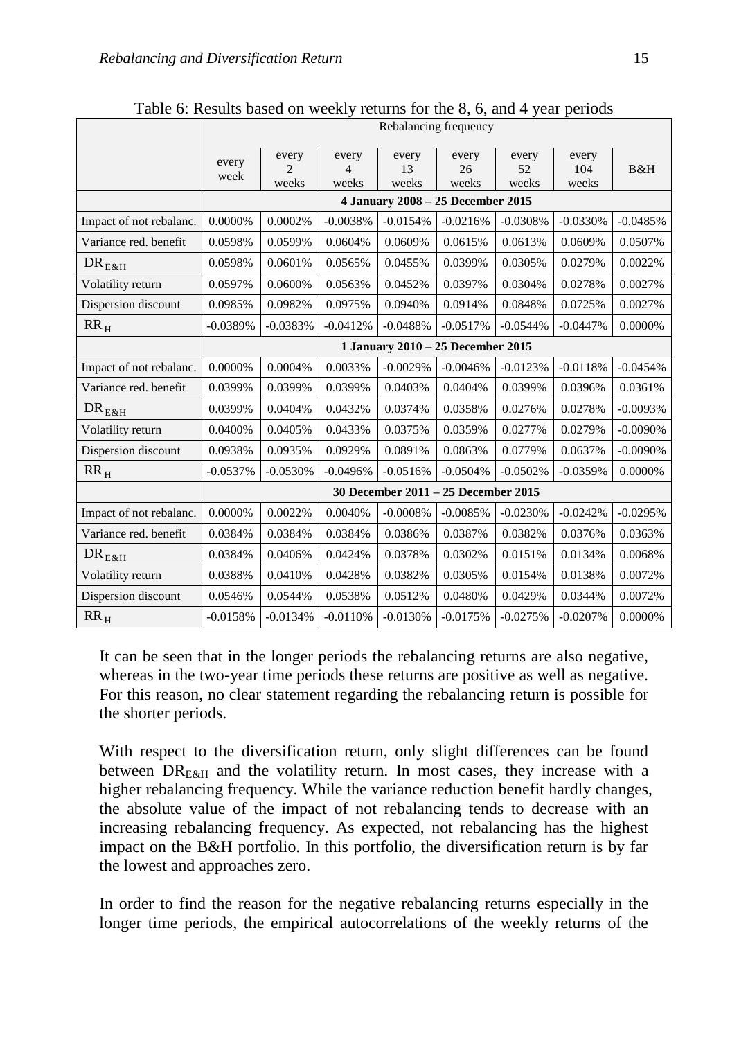Table 6: Results based on weekly returns for the 8, 6, and 4 year periods

| | Rebalancing frequency | | | | | | | |
|---|---|---|---|---|---|---|---|---|
| | every week | every 2 weeks | every 4 weeks | every 13 weeks | every 26 weeks | every 52 weeks | every 104 weeks | B&H |
| | **4 January 2008 – 25 December 2015** | | | | | | | |
| Impact of not rebalanc. | 0.0000% | 0.0002% | -0.0038% | -0.0154% | -0.0216% | -0.0308% | -0.0330% | -0.0485% |
| Variance red. benefit | 0.0598% | 0.0599% | 0.0604% | 0.0609% | 0.0615% | 0.0613% | 0.0609% | 0.0507% |
| $DR_{E\&H}$ | 0.0598% | 0.0601% | 0.0565% | 0.0455% | 0.0399% | 0.0305% | 0.0279% | 0.0022% |
| Volatility return | 0.0597% | 0.0600% | 0.0563% | 0.0452% | 0.0397% | 0.0304% | 0.0278% | 0.0027% |
| Dispersion discount | 0.0985% | 0.0982% | 0.0975% | 0.0940% | 0.0914% | 0.0848% | 0.0725% | 0.0027% |
| $RR_H$ | -0.0389% | -0.0383% | -0.0412% | -0.0488% | -0.0517% | -0.0544% | -0.0447% | 0.0000% |
| | **1 January 2010 – 25 December 2015** | | | | | | | |
| Impact of not rebalanc. | 0.0000% | 0.0004% | 0.0033% | -0.0029% | -0.0046% | -0.0123% | -0.0118% | -0.0454% |
| Variance red. benefit | 0.0399% | 0.0399% | 0.0399% | 0.0403% | 0.0404% | 0.0399% | 0.0396% | 0.0361% |
| $DR_{E\&H}$ | 0.0399% | 0.0404% | 0.0432% | 0.0374% | 0.0358% | 0.0276% | 0.0278% | -0.0093% |
| Volatility return | 0.0400% | 0.0405% | 0.0433% | 0.0375% | 0.0359% | 0.0277% | 0.0279% | -0.0090% |
| Dispersion discount | 0.0938% | 0.0935% | 0.0929% | 0.0891% | 0.0863% | 0.0779% | 0.0637% | -0.0090% |
| $RR_H$ | -0.0537% | -0.0530% | -0.0496% | -0.0516% | -0.0504% | -0.0502% | -0.0359% | 0.0000% |
| | **30 December 2011 – 25 December 2015** | | | | | | | |
| Impact of not rebalanc. | 0.0000% | 0.0022% | 0.0040% | -0.0008% | -0.0085% | -0.0230% | -0.0242% | -0.0295% |
| Variance red. benefit | 0.0384% | 0.0384% | 0.0384% | 0.0386% | 0.0387% | 0.0382% | 0.0376% | 0.0363% |
| $DR_{E\&H}$ | 0.0384% | 0.0406% | 0.0424% | 0.0378% | 0.0302% | 0.0151% | 0.0134% | 0.0068% |
| Volatility return | 0.0388% | 0.0410% | 0.0428% | 0.0382% | 0.0305% | 0.0154% | 0.0138% | 0.0072% |
| Dispersion discount | 0.0546% | 0.0544% | 0.0538% | 0.0512% | 0.0480% | 0.0429% | 0.0344% | 0.0072% |
| $RR_H$ | -0.0158% | -0.0134% | -0.0110% | -0.0130% | -0.0175% | -0.0275% | -0.0207% | 0.0000% |

It can be seen that in the longer periods the rebalancing returns are also negative, whereas in the two-year time periods these returns are positive as well as negative. For this reason, no clear statement regarding the rebalancing return is possible for the shorter periods.

With respect to the diversification return, only slight differences can be found between $DR_{E\&H}$ and the volatility return. In most cases, they increase with a higher rebalancing frequency. While the variance reduction benefit hardly changes, the absolute value of the impact of not rebalancing tends to decrease with an increasing rebalancing frequency. As expected, not rebalancing has the highest impact on the B&H portfolio. In this portfolio, the diversification return is by far the lowest and approaches zero.

In order to find the reason for the negative rebalancing returns especially in the longer time periods, the empirical autocorrelations of the weekly returns of the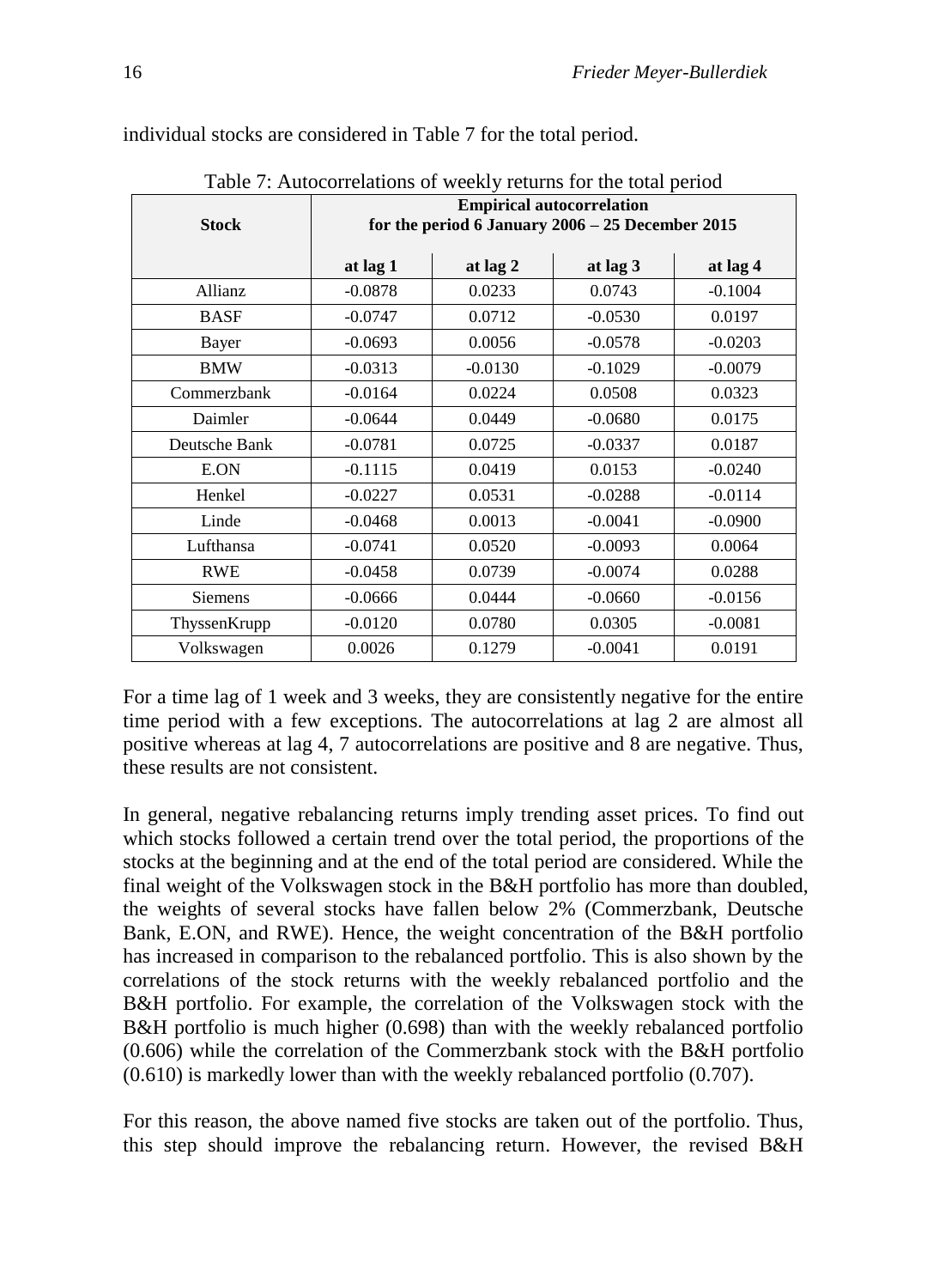individual stocks are considered in Table 7 for the total period.

Table 7: Autocorrelations of weekly returns for the total period

| Stock | Empirical autocorrelation for the period 6 January 2006 – 25 December 2015 | | | |
|---|---|---|---|---|
| | at lag 1 | at lag 2 | at lag 3 | at lag 4 |
| Allianz | -0.0878 | 0.0233 | 0.0743 | -0.1004 |
| BASF | -0.0747 | 0.0712 | -0.0530 | 0.0197 |
| Bayer | -0.0693 | 0.0056 | -0.0578 | -0.0203 |
| BMW | -0.0313 | -0.0130 | -0.1029 | -0.0079 |
| Commerzbank | -0.0164 | 0.0224 | 0.0508 | 0.0323 |
| Daimler | -0.0644 | 0.0449 | -0.0680 | 0.0175 |
| Deutsche Bank | -0.0781 | 0.0725 | -0.0337 | 0.0187 |
| E.ON | -0.1115 | 0.0419 | 0.0153 | -0.0240 |
| Henkel | -0.0227 | 0.0531 | -0.0288 | -0.0114 |
| Linde | -0.0468 | 0.0013 | -0.0041 | -0.0900 |
| Lufthansa | -0.0741 | 0.0520 | -0.0093 | 0.0064 |
| RWE | -0.0458 | 0.0739 | -0.0074 | 0.0288 |
| Siemens | -0.0666 | 0.0444 | -0.0660 | -0.0156 |
| ThyssenKrupp | -0.0120 | 0.0780 | 0.0305 | -0.0081 |
| Volkswagen | 0.0026 | 0.1279 | -0.0041 | 0.0191 |

For a time lag of 1 week and 3 weeks, they are consistently negative for the entire time period with a few exceptions. The autocorrelations at lag 2 are almost all positive whereas at lag 4, 7 autocorrelations are positive and 8 are negative. Thus, these results are not consistent.

In general, negative rebalancing returns imply trending asset prices. To find out which stocks followed a certain trend over the total period, the proportions of the stocks at the beginning and at the end of the total period are considered. While the final weight of the Volkswagen stock in the B&H portfolio has more than doubled, the weights of several stocks have fallen below 2% (Commerzbank, Deutsche Bank, E.ON, and RWE). Hence, the weight concentration of the B&H portfolio has increased in comparison to the rebalanced portfolio. This is also shown by the correlations of the stock returns with the weekly rebalanced portfolio and the B&H portfolio. For example, the correlation of the Volkswagen stock with the B&H portfolio is much higher (0.698) than with the weekly rebalanced portfolio (0.606) while the correlation of the Commerzbank stock with the B&H portfolio (0.610) is markedly lower than with the weekly rebalanced portfolio (0.707).

For this reason, the above named five stocks are taken out of the portfolio. Thus, this step should improve the rebalancing return. However, the revised B&H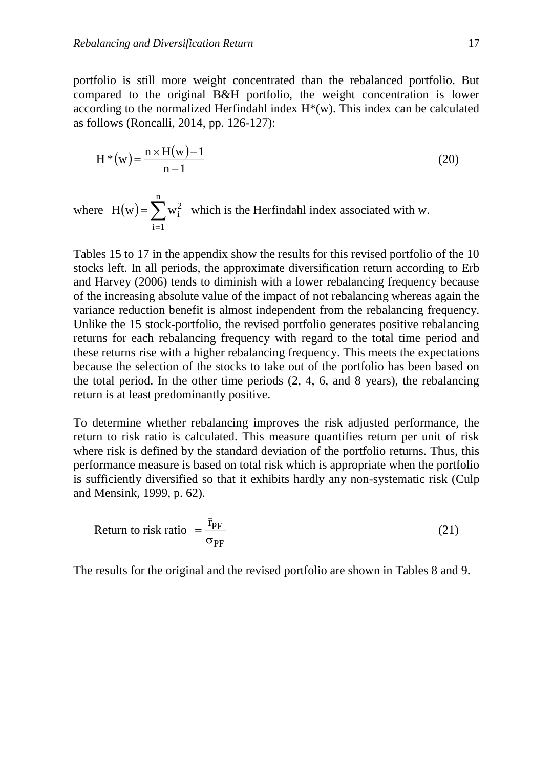portfolio is still more weight concentrated than the rebalanced portfolio. But compared to the original B&H portfolio, the weight concentration is lower according to the normalized Herfindahl index H*(w). This index can be calculated as follows (Roncalli, 2014, pp. 126-127):

$$H^*(w) = \frac{n \times H(w) - 1}{n - 1} \tag{20}$$

where $H(w) = \sum_{i=1}^{n} w_i^2$ which is the Herfindahl index associated with w.

Tables 15 to 17 in the appendix show the results for this revised portfolio of the 10 stocks left. In all periods, the approximate diversification return according to Erb and Harvey (2006) tends to diminish with a lower rebalancing frequency because of the increasing absolute value of the impact of not rebalancing whereas again the variance reduction benefit is almost independent from the rebalancing frequency. Unlike the 15 stock-portfolio, the revised portfolio generates positive rebalancing returns for each rebalancing frequency with regard to the total time period and these returns rise with a higher rebalancing frequency. This meets the expectations because the selection of the stocks to take out of the portfolio has been based on the total period. In the other time periods (2, 4, 6, and 8 years), the rebalancing return is at least predominantly positive.

To determine whether rebalancing improves the risk adjusted performance, the return to risk ratio is calculated. This measure quantifies return per unit of risk where risk is defined by the standard deviation of the portfolio returns. Thus, this performance measure is based on total risk which is appropriate when the portfolio is sufficiently diversified so that it exhibits hardly any non-systematic risk (Culp and Mensink, 1999, p. 62).

$$\text{Return to risk ratio } = \frac{\bar{r}_{PF}}{\sigma_{PF}} \tag{21}$$

The results for the original and the revised portfolio are shown in Tables 8 and 9.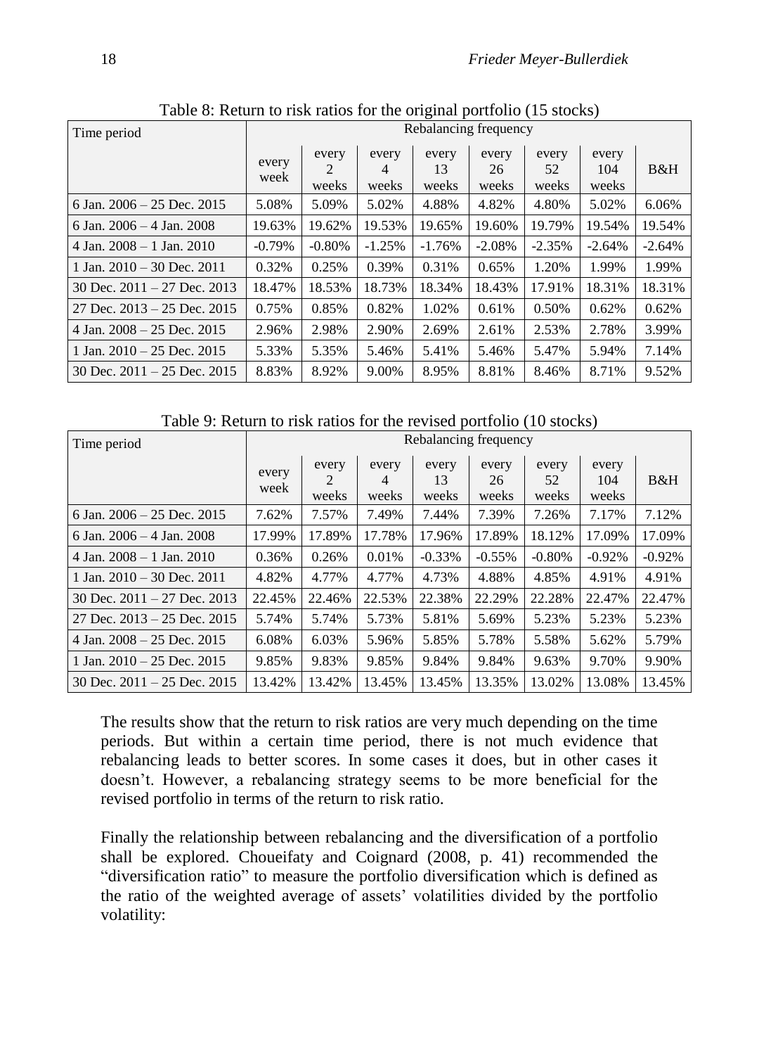Table 8: Return to risk ratios for the original portfolio (15 stocks)

| Time period | Rebalancing frequency | | | | | | | |
|---|---|---|---|---|---|---|---|---|
| | every week | every 2 weeks | every 4 weeks | every 13 weeks | every 26 weeks | every 52 weeks | every 104 weeks | B&H |
| 6 Jan. 2006 – 25 Dec. 2015 | 5.08% | 5.09% | 5.02% | 4.88% | 4.82% | 4.80% | 5.02% | 6.06% |
| 6 Jan. 2006 – 4 Jan. 2008 | 19.63% | 19.62% | 19.53% | 19.65% | 19.60% | 19.79% | 19.54% | 19.54% |
| 4 Jan. 2008 – 1 Jan. 2010 | -0.79% | -0.80% | -1.25% | -1.76% | -2.08% | -2.35% | -2.64% | -2.64% |
| 1 Jan. 2010 – 30 Dec. 2011 | 0.32% | 0.25% | 0.39% | 0.31% | 0.65% | 1.20% | 1.99% | 1.99% |
| 30 Dec. 2011 – 27 Dec. 2013 | 18.47% | 18.53% | 18.73% | 18.34% | 18.43% | 17.91% | 18.31% | 18.31% |
| 27 Dec. 2013 – 25 Dec. 2015 | 0.75% | 0.85% | 0.82% | 1.02% | 0.61% | 0.50% | 0.62% | 0.62% |
| 4 Jan. 2008 – 25 Dec. 2015 | 2.96% | 2.98% | 2.90% | 2.69% | 2.61% | 2.53% | 2.78% | 3.99% |
| 1 Jan. 2010 – 25 Dec. 2015 | 5.33% | 5.35% | 5.46% | 5.41% | 5.46% | 5.47% | 5.94% | 7.14% |
| 30 Dec. 2011 – 25 Dec. 2015 | 8.83% | 8.92% | 9.00% | 8.95% | 8.81% | 8.46% | 8.71% | 9.52% |

Table 9: Return to risk ratios for the revised portfolio (10 stocks)

| Time period | Rebalancing frequency | | | | | | | |
|---|---|---|---|---|---|---|---|---|
| | every week | every 2 weeks | every 4 weeks | every 13 weeks | every 26 weeks | every 52 weeks | every 104 weeks | B&H |
| 6 Jan. 2006 – 25 Dec. 2015 | 7.62% | 7.57% | 7.49% | 7.44% | 7.39% | 7.26% | 7.17% | 7.12% |
| 6 Jan. 2006 – 4 Jan. 2008 | 17.99% | 17.89% | 17.78% | 17.96% | 17.89% | 18.12% | 17.09% | 17.09% |
| 4 Jan. 2008 – 1 Jan. 2010 | 0.36% | 0.26% | 0.01% | -0.33% | -0.55% | -0.80% | -0.92% | -0.92% |
| 1 Jan. 2010 – 30 Dec. 2011 | 4.82% | 4.77% | 4.77% | 4.73% | 4.88% | 4.85% | 4.91% | 4.91% |
| 30 Dec. 2011 – 27 Dec. 2013 | 22.45% | 22.46% | 22.53% | 22.38% | 22.29% | 22.28% | 22.47% | 22.47% |
| 27 Dec. 2013 – 25 Dec. 2015 | 5.74% | 5.74% | 5.73% | 5.81% | 5.69% | 5.23% | 5.23% | 5.23% |
| 4 Jan. 2008 – 25 Dec. 2015 | 6.08% | 6.03% | 5.96% | 5.85% | 5.78% | 5.58% | 5.62% | 5.79% |
| 1 Jan. 2010 – 25 Dec. 2015 | 9.85% | 9.83% | 9.85% | 9.84% | 9.84% | 9.63% | 9.70% | 9.90% |
| 30 Dec. 2011 – 25 Dec. 2015 | 13.42% | 13.42% | 13.45% | 13.45% | 13.35% | 13.02% | 13.08% | 13.45% |

The results show that the return to risk ratios are very much depending on the time periods. But within a certain time period, there is not much evidence that rebalancing leads to better scores. In some cases it does, but in other cases it doesn't. However, a rebalancing strategy seems to be more beneficial for the revised portfolio in terms of the return to risk ratio.

Finally the relationship between rebalancing and the diversification of a portfolio shall be explored. Choueifaty and Coignard (2008, p. 41) recommended the "diversification ratio" to measure the portfolio diversification which is defined as the ratio of the weighted average of assets' volatilities divided by the portfolio volatility: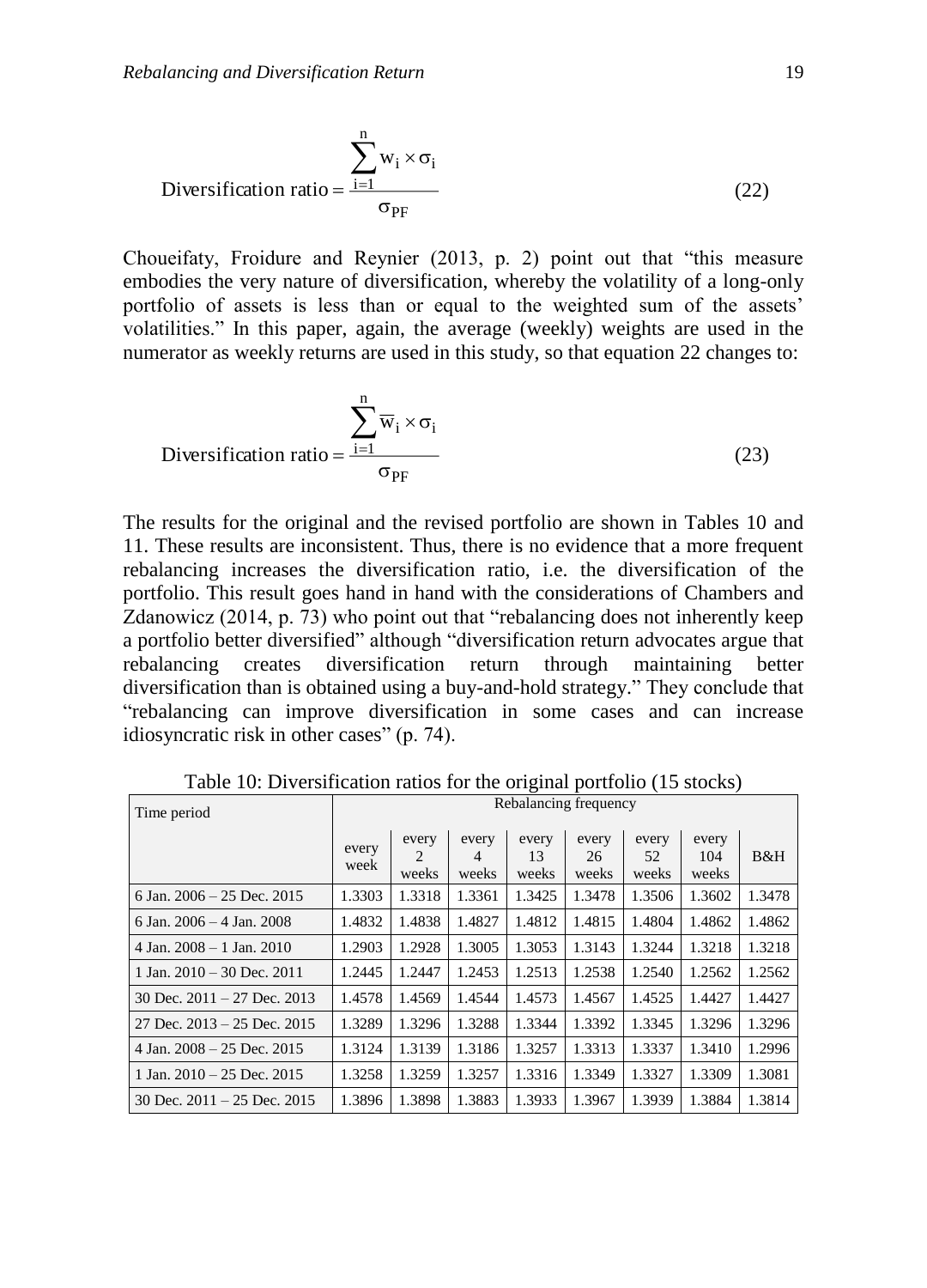$$\text{Diversification ratio} = \frac{\sum_{i=1}^{n} w_i \times \sigma_i}{\sigma_{PF}} \tag{22}$$

Choueifaty, Froidure and Reynier (2013, p. 2) point out that "this measure embodies the very nature of diversification, whereby the volatility of a long-only portfolio of assets is less than or equal to the weighted sum of the assets' volatilities." In this paper, again, the average (weekly) weights are used in the numerator as weekly returns are used in this study, so that equation 22 changes to:

$$\text{Diversification ratio} = \frac{\sum_{i=1}^{n} \overline{w}_i \times \sigma_i}{\sigma_{PF}} \tag{23}$$

The results for the original and the revised portfolio are shown in Tables 10 and 11. These results are inconsistent. Thus, there is no evidence that a more frequent rebalancing increases the diversification ratio, i.e. the diversification of the portfolio. This result goes hand in hand with the considerations of Chambers and Zdanowicz (2014, p. 73) who point out that "rebalancing does not inherently keep a portfolio better diversified" although "diversification return advocates argue that rebalancing creates diversification return through maintaining better diversification than is obtained using a buy-and-hold strategy." They conclude that "rebalancing can improve diversification in some cases and can increase idiosyncratic risk in other cases" (p. 74).

Table 10: Diversification ratios for the original portfolio (15 stocks)

| Time period | Rebalancing frequency | | | | | | | |
|---|---|---|---|---|---|---|---|---|
| | every week | every 2 weeks | every 4 weeks | every 13 weeks | every 26 weeks | every 52 weeks | every 104 weeks | B&H |
| 6 Jan. 2006 – 25 Dec. 2015 | 1.3303 | 1.3318 | 1.3361 | 1.3425 | 1.3478 | 1.3506 | 1.3602 | 1.3478 |
| 6 Jan. 2006 – 4 Jan. 2008 | 1.4832 | 1.4838 | 1.4827 | 1.4812 | 1.4815 | 1.4804 | 1.4862 | 1.4862 |
| 4 Jan. 2008 – 1 Jan. 2010 | 1.2903 | 1.2928 | 1.3005 | 1.3053 | 1.3143 | 1.3244 | 1.3218 | 1.3218 |
| 1 Jan. 2010 – 30 Dec. 2011 | 1.2445 | 1.2447 | 1.2453 | 1.2513 | 1.2538 | 1.2540 | 1.2562 | 1.2562 |
| 30 Dec. 2011 – 27 Dec. 2013 | 1.4578 | 1.4569 | 1.4544 | 1.4573 | 1.4567 | 1.4525 | 1.4427 | 1.4427 |
| 27 Dec. 2013 – 25 Dec. 2015 | 1.3289 | 1.3296 | 1.3288 | 1.3344 | 1.3392 | 1.3345 | 1.3296 | 1.3296 |
| 4 Jan. 2008 – 25 Dec. 2015 | 1.3124 | 1.3139 | 1.3186 | 1.3257 | 1.3313 | 1.3337 | 1.3410 | 1.2996 |
| 1 Jan. 2010 – 25 Dec. 2015 | 1.3258 | 1.3259 | 1.3257 | 1.3316 | 1.3349 | 1.3327 | 1.3309 | 1.3081 |
| 30 Dec. 2011 – 25 Dec. 2015 | 1.3896 | 1.3898 | 1.3883 | 1.3933 | 1.3967 | 1.3939 | 1.3884 | 1.3814 |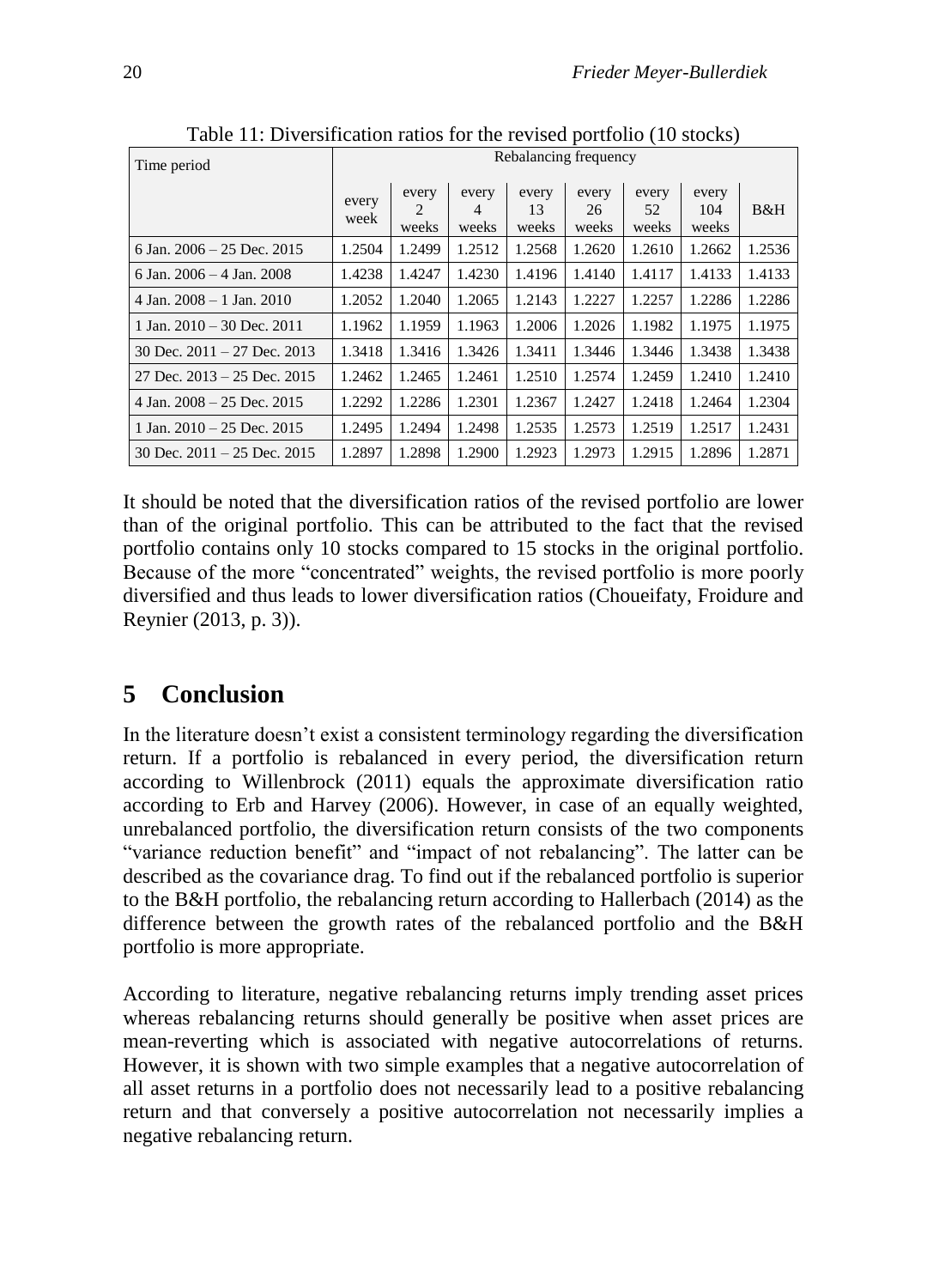Table 11: Diversification ratios for the revised portfolio (10 stocks)

| Time period | Rebalancing frequency | | | | | | | |
|---|---|---|---|---|---|---|---|---|
| | every week | every 2 weeks | every 4 weeks | every 13 weeks | every 26 weeks | every 52 weeks | every 104 weeks | B&H |
| 6 Jan. 2006 – 25 Dec. 2015 | 1.2504 | 1.2499 | 1.2512 | 1.2568 | 1.2620 | 1.2610 | 1.2662 | 1.2536 |
| 6 Jan. 2006 – 4 Jan. 2008 | 1.4238 | 1.4247 | 1.4230 | 1.4196 | 1.4140 | 1.4117 | 1.4133 | 1.4133 |
| 4 Jan. 2008 – 1 Jan. 2010 | 1.2052 | 1.2040 | 1.2065 | 1.2143 | 1.2227 | 1.2257 | 1.2286 | 1.2286 |
| 1 Jan. 2010 – 30 Dec. 2011 | 1.1962 | 1.1959 | 1.1963 | 1.2006 | 1.2026 | 1.1982 | 1.1975 | 1.1975 |
| 30 Dec. 2011 – 27 Dec. 2013 | 1.3418 | 1.3416 | 1.3426 | 1.3411 | 1.3446 | 1.3446 | 1.3438 | 1.3438 |
| 27 Dec. 2013 – 25 Dec. 2015 | 1.2462 | 1.2465 | 1.2461 | 1.2510 | 1.2574 | 1.2459 | 1.2410 | 1.2410 |
| 4 Jan. 2008 – 25 Dec. 2015 | 1.2292 | 1.2286 | 1.2301 | 1.2367 | 1.2427 | 1.2418 | 1.2464 | 1.2304 |
| 1 Jan. 2010 – 25 Dec. 2015 | 1.2495 | 1.2494 | 1.2498 | 1.2535 | 1.2573 | 1.2519 | 1.2517 | 1.2431 |
| 30 Dec. 2011 – 25 Dec. 2015 | 1.2897 | 1.2898 | 1.2900 | 1.2923 | 1.2973 | 1.2915 | 1.2896 | 1.2871 |

It should be noted that the diversification ratios of the revised portfolio are lower than of the original portfolio. This can be attributed to the fact that the revised portfolio contains only 10 stocks compared to 15 stocks in the original portfolio. Because of the more "concentrated" weights, the revised portfolio is more poorly diversified and thus leads to lower diversification ratios (Choueifaty, Froidure and Reynier (2013, p. 3)).

# 5 Conclusion

In the literature doesn't exist a consistent terminology regarding the diversification return. If a portfolio is rebalanced in every period, the diversification return according to Willenbrock (2011) equals the approximate diversification ratio according to Erb and Harvey (2006). However, in case of an equally weighted, unrebalanced portfolio, the diversification return consists of the two components "variance reduction benefit" and "impact of not rebalancing". The latter can be described as the covariance drag. To find out if the rebalanced portfolio is superior to the B&H portfolio, the rebalancing return according to Hallerbach (2014) as the difference between the growth rates of the rebalanced portfolio and the B&H portfolio is more appropriate.

According to literature, negative rebalancing returns imply trending asset prices whereas rebalancing returns should generally be positive when asset prices are mean-reverting which is associated with negative autocorrelations of returns. However, it is shown with two simple examples that a negative autocorrelation of all asset returns in a portfolio does not necessarily lead to a positive rebalancing return and that conversely a positive autocorrelation not necessarily implies a negative rebalancing return.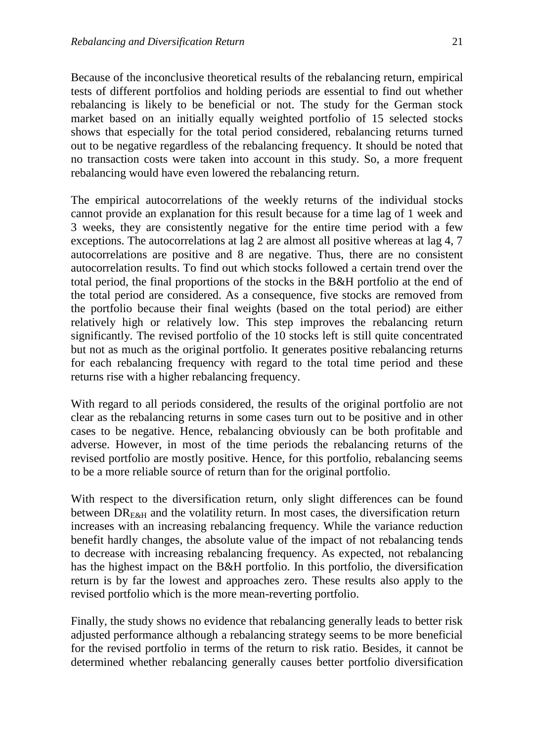Because of the inconclusive theoretical results of the rebalancing return, empirical tests of different portfolios and holding periods are essential to find out whether rebalancing is likely to be beneficial or not. The study for the German stock market based on an initially equally weighted portfolio of 15 selected stocks shows that especially for the total period considered, rebalancing returns turned out to be negative regardless of the rebalancing frequency. It should be noted that no transaction costs were taken into account in this study. So, a more frequent rebalancing would have even lowered the rebalancing return.

The empirical autocorrelations of the weekly returns of the individual stocks cannot provide an explanation for this result because for a time lag of 1 week and 3 weeks, they are consistently negative for the entire time period with a few exceptions. The autocorrelations at lag 2 are almost all positive whereas at lag 4, 7 autocorrelations are positive and 8 are negative. Thus, there are no consistent autocorrelation results. To find out which stocks followed a certain trend over the total period, the final proportions of the stocks in the B&H portfolio at the end of the total period are considered. As a consequence, five stocks are removed from the portfolio because their final weights (based on the total period) are either relatively high or relatively low. This step improves the rebalancing return significantly. The revised portfolio of the 10 stocks left is still quite concentrated but not as much as the original portfolio. It generates positive rebalancing returns for each rebalancing frequency with regard to the total time period and these returns rise with a higher rebalancing frequency.

With regard to all periods considered, the results of the original portfolio are not clear as the rebalancing returns in some cases turn out to be positive and in other cases to be negative. Hence, rebalancing obviously can be both profitable and adverse. However, in most of the time periods the rebalancing returns of the revised portfolio are mostly positive. Hence, for this portfolio, rebalancing seems to be a more reliable source of return than for the original portfolio.

With respect to the diversification return, only slight differences can be found between $DR_{E\&H}$ and the volatility return. In most cases, the diversification return increases with an increasing rebalancing frequency. While the variance reduction benefit hardly changes, the absolute value of the impact of not rebalancing tends to decrease with increasing rebalancing frequency. As expected, not rebalancing has the highest impact on the B&H portfolio. In this portfolio, the diversification return is by far the lowest and approaches zero. These results also apply to the revised portfolio which is the more mean-reverting portfolio.

Finally, the study shows no evidence that rebalancing generally leads to better risk adjusted performance although a rebalancing strategy seems to be more beneficial for the revised portfolio in terms of the return to risk ratio. Besides, it cannot be determined whether rebalancing generally causes better portfolio diversification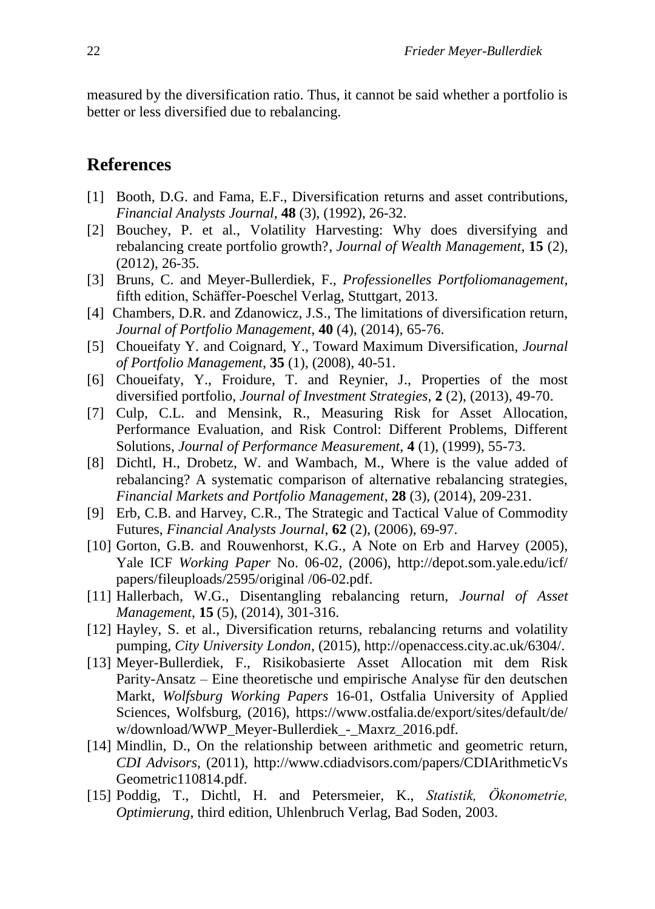measured by the diversification ratio. Thus, it cannot be said whether a portfolio is better or less diversified due to rebalancing.

## References

[1] Booth, D.G. and Fama, E.F., Diversification returns and asset contributions, *Financial Analysts Journal*, **48** (3), (1992), 26-32.

[2] Bouchey, P. et al., Volatility Harvesting: Why does diversifying and rebalancing create portfolio growth?, *Journal of Wealth Management*, **15** (2), (2012), 26-35.

[3] Bruns, C. and Meyer-Bullerdiek, F., *Professionelles Portfoliomanagement*, fifth edition, Schäffer-Poeschel Verlag, Stuttgart, 2013.

[4] Chambers, D.R. and Zdanowicz, J.S., The limitations of diversification return, *Journal of Portfolio Management*, **40** (4), (2014), 65-76.

[5] Choueifaty Y. and Coignard, Y., Toward Maximum Diversification, *Journal of Portfolio Management*, **35** (1), (2008), 40-51.

[6] Choueifaty, Y., Froidure, T. and Reynier, J., Properties of the most diversified portfolio, *Journal of Investment Strategies*, **2** (2), (2013), 49-70.

[7] Culp, C.L. and Mensink, R., Measuring Risk for Asset Allocation, Performance Evaluation, and Risk Control: Different Problems, Different Solutions, *Journal of Performance Measurement*, **4** (1), (1999), 55-73.

[8] Dichtl, H., Drobetz, W. and Wambach, M., Where is the value added of rebalancing? A systematic comparison of alternative rebalancing strategies, *Financial Markets and Portfolio Management*, **28** (3), (2014), 209-231.

[9] Erb, C.B. and Harvey, C.R., The Strategic and Tactical Value of Commodity Futures, *Financial Analysts Journal*, **62** (2), (2006), 69-97.

[10] Gorton, G.B. and Rouwenhorst, K.G., A Note on Erb and Harvey (2005), Yale ICF *Working Paper* No. 06-02, (2006), http://depot.som.yale.edu/icf/papers/fileuploads/2595/original /06-02.pdf.

[11] Hallerbach, W.G., Disentangling rebalancing return, *Journal of Asset Management*, **15** (5), (2014), 301-316.

[12] Hayley, S. et al., Diversification returns, rebalancing returns and volatility pumping, *City University London*, (2015), http://openaccess.city.ac.uk/6304/.

[13] Meyer-Bullerdiek, F., Risikobasierte Asset Allocation mit dem Risk Parity-Ansatz – Eine theoretische und empirische Analyse für den deutschen Markt, *Wolfsburg Working Papers* 16-01, Ostfalia University of Applied Sciences, Wolfsburg, (2016), https://www.ostfalia.de/export/sites/default/de/w/download/WWP_Meyer-Bullerdiek_-_Maxrz_2016.pdf.

[14] Mindlin, D., On the relationship between arithmetic and geometric return, *CDI Advisors*, (2011), http://www.cdiadvisors.com/papers/CDIArithmeticVsGeometric110814.pdf.

[15] Poddig, T., Dichtl, H. and Petersmeier, K., *Statistik, Ökonometrie, Optimierung*, third edition, Uhlenbruch Verlag, Bad Soden, 2003.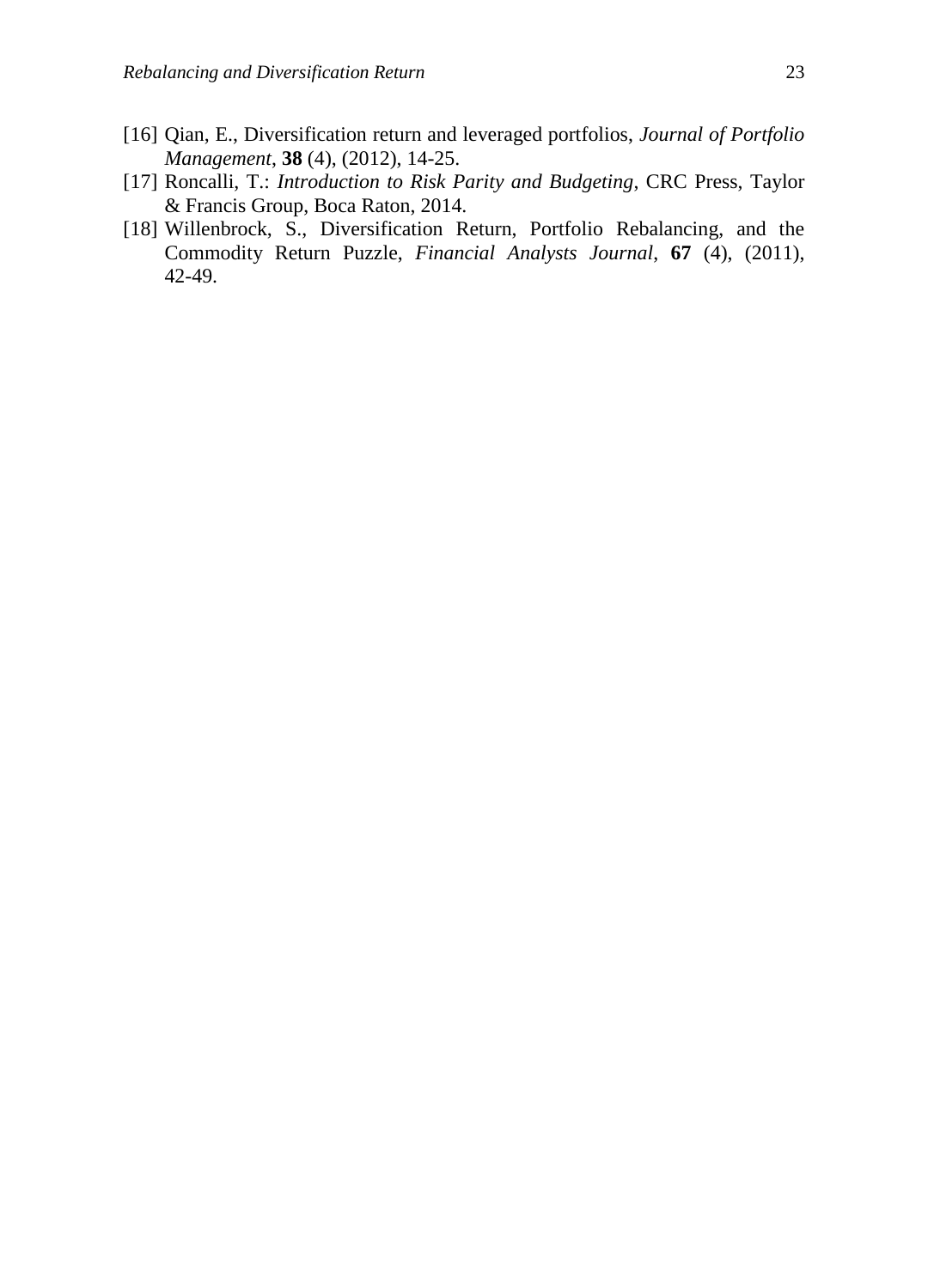[16] Qian, E., Diversification return and leveraged portfolios, *Journal of Portfolio Management*, **38** (4), (2012), 14-25.

[17] Roncalli, T.: *Introduction to Risk Parity and Budgeting*, CRC Press, Taylor & Francis Group, Boca Raton, 2014.

[18] Willenbrock, S., Diversification Return, Portfolio Rebalancing, and the Commodity Return Puzzle, *Financial Analysts Journal*, **67** (4), (2011), 42-49.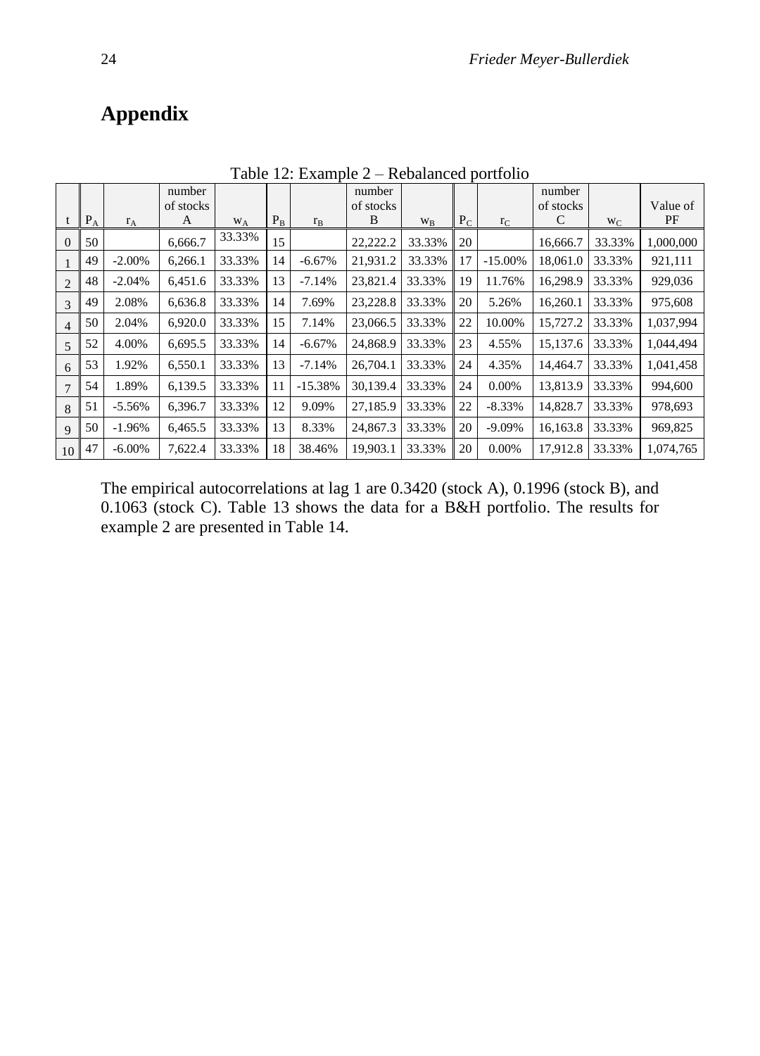# Appendix

Table 12: Example 2 – Rebalanced portfolio

| t | $P_A$ | $r_A$ | number of stocks A | $w_A$ | $P_B$ | $r_B$ | number of stocks B | $w_B$ | $P_C$ | $r_C$ | number of stocks C | $w_C$ | Value of PF |
|---|---|---|---|---|---|---|---|---|---|---|---|---|---|
| 0 | 50 | | 6,666.7 | 33.33% | 15 | | 22,222.2 | 33.33% | 20 | | 16,666.7 | 33.33% | 1,000,000 |
| 1 | 49 | -2.00% | 6,266.1 | 33.33% | 14 | -6.67% | 21,931.2 | 33.33% | 17 | -15.00% | 18,061.0 | 33.33% | 921,111 |
| 2 | 48 | -2.04% | 6,451.6 | 33.33% | 13 | -7.14% | 23,821.4 | 33.33% | 19 | 11.76% | 16,298.9 | 33.33% | 929,036 |
| 3 | 49 | 2.08% | 6,636.8 | 33.33% | 14 | 7.69% | 23,228.8 | 33.33% | 20 | 5.26% | 16,260.1 | 33.33% | 975,608 |
| 4 | 50 | 2.04% | 6,920.0 | 33.33% | 15 | 7.14% | 23,066.5 | 33.33% | 22 | 10.00% | 15,727.2 | 33.33% | 1,037,994 |
| 5 | 52 | 4.00% | 6,695.5 | 33.33% | 14 | -6.67% | 24,868.9 | 33.33% | 23 | 4.55% | 15,137.6 | 33.33% | 1,044,494 |
| 6 | 53 | 1.92% | 6,550.1 | 33.33% | 13 | -7.14% | 26,704.1 | 33.33% | 24 | 4.35% | 14,464.7 | 33.33% | 1,041,458 |
| 7 | 54 | 1.89% | 6,139.5 | 33.33% | 11 | -15.38% | 30,139.4 | 33.33% | 24 | 0.00% | 13,813.9 | 33.33% | 994,600 |
| 8 | 51 | -5.56% | 6,396.7 | 33.33% | 12 | 9.09% | 27,185.9 | 33.33% | 22 | -8.33% | 14,828.7 | 33.33% | 978,693 |
| 9 | 50 | -1.96% | 6,465.5 | 33.33% | 13 | 8.33% | 24,867.3 | 33.33% | 20 | -9.09% | 16,163.8 | 33.33% | 969,825 |
| 10 | 47 | -6.00% | 7,622.4 | 33.33% | 18 | 38.46% | 19,903.1 | 33.33% | 20 | 0.00% | 17,912.8 | 33.33% | 1,074,765 |

The empirical autocorrelations at lag 1 are 0.3420 (stock A), 0.1996 (stock B), and 0.1063 (stock C). Table 13 shows the data for a B&H portfolio. The results for example 2 are presented in Table 14.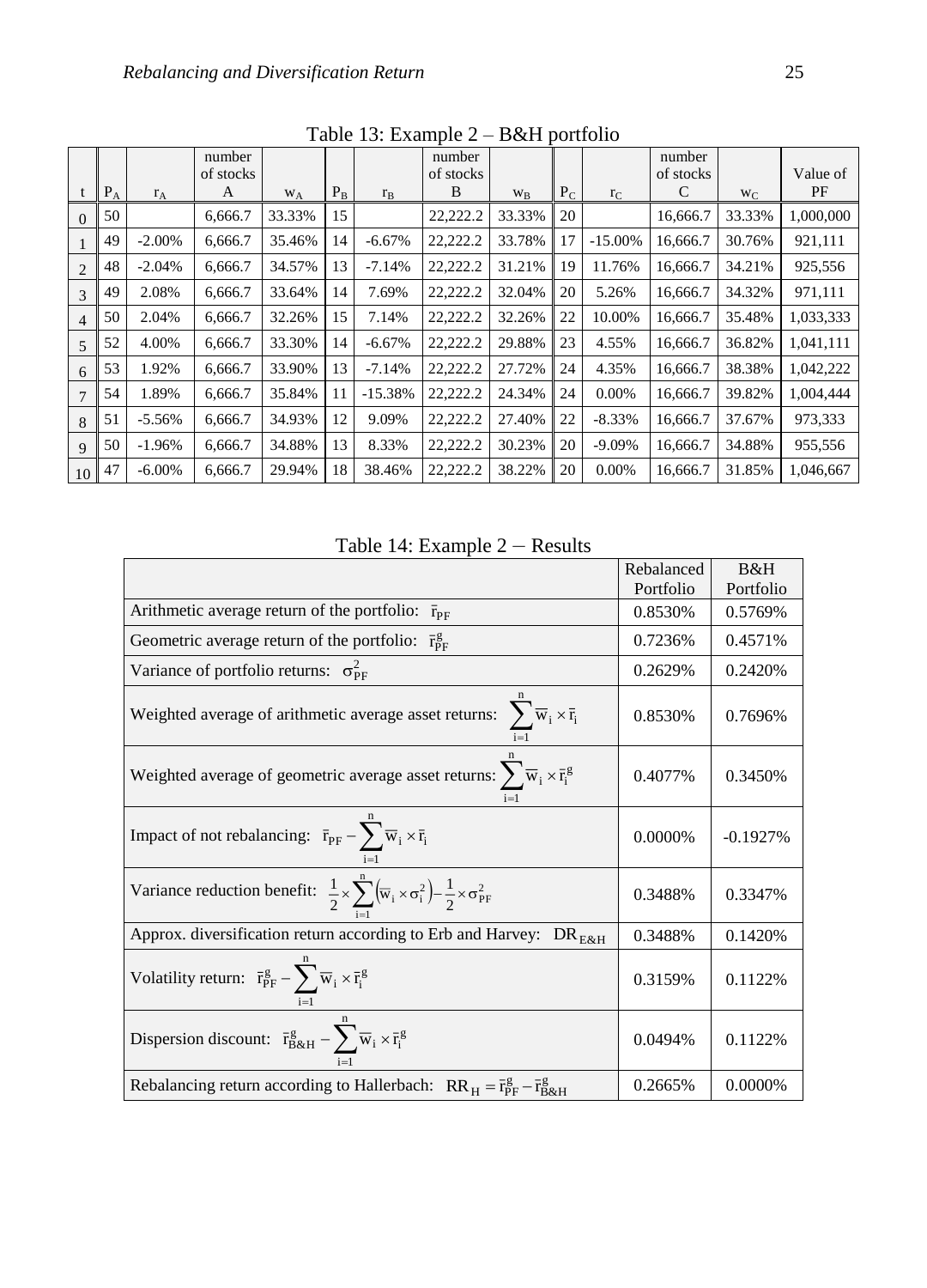Table 13: Example 2 – B&H portfolio

| t | $P_A$ | $r_A$ | number of stocks A | $w_A$ | $P_B$ | $r_B$ | number of stocks B | $w_B$ | $P_C$ | $r_C$ | number of stocks C | $w_C$ | Value of PF |
|---|---|---|---|---|---|---|---|---|---|---|---|---|---|
| 0 | 50 | | 6,666.7 | 33.33% | 15 | | 22,222.2 | 33.33% | 20 | | 16,666.7 | 33.33% | 1,000,000 |
| 1 | 49 | -2.00% | 6,666.7 | 35.46% | 14 | -6.67% | 22,222.2 | 33.78% | 17 | -15.00% | 16,666.7 | 30.76% | 921,111 |
| 2 | 48 | -2.04% | 6,666.7 | 34.57% | 13 | -7.14% | 22,222.2 | 31.21% | 19 | 11.76% | 16,666.7 | 34.21% | 925,556 |
| 3 | 49 | 2.08% | 6,666.7 | 33.64% | 14 | 7.69% | 22,222.2 | 32.04% | 20 | 5.26% | 16,666.7 | 34.32% | 971,111 |
| 4 | 50 | 2.04% | 6,666.7 | 32.26% | 15 | 7.14% | 22,222.2 | 32.26% | 22 | 10.00% | 16,666.7 | 35.48% | 1,033,333 |
| 5 | 52 | 4.00% | 6,666.7 | 33.30% | 14 | -6.67% | 22,222.2 | 29.88% | 23 | 4.55% | 16,666.7 | 36.82% | 1,041,111 |
| 6 | 53 | 1.92% | 6,666.7 | 33.90% | 13 | -7.14% | 22,222.2 | 27.72% | 24 | 4.35% | 16,666.7 | 38.38% | 1,042,222 |
| 7 | 54 | 1.89% | 6,666.7 | 35.84% | 11 | -15.38% | 22,222.2 | 24.34% | 24 | 0.00% | 16,666.7 | 39.82% | 1,004,444 |
| 8 | 51 | -5.56% | 6,666.7 | 34.93% | 12 | 9.09% | 22,222.2 | 27.40% | 22 | -8.33% | 16,666.7 | 37.67% | 973,333 |
| 9 | 50 | -1.96% | 6,666.7 | 34.88% | 13 | 8.33% | 22,222.2 | 30.23% | 20 | -9.09% | 16,666.7 | 34.88% | 955,556 |
| 10 | 47 | -6.00% | 6,666.7 | 29.94% | 18 | 38.46% | 22,222.2 | 38.22% | 20 | 0.00% | 16,666.7 | 31.85% | 1,046,667 |

Table 14: Example 2 – Results

| | Rebalanced Portfolio | B&H Portfolio |
|---|---|---|
| Arithmetic average return of the portfolio: $\bar{r}_{PF}$ | 0.8530% | 0.5769% |
| Geometric average return of the portfolio: $\bar{r}_{PF}^{g}$ | 0.7236% | 0.4571% |
| Variance of portfolio returns: $\sigma_{PF}^{2}$ | 0.2629% | 0.2420% |
| Weighted average of arithmetic average asset returns: $\sum_{i=1}^{n} \overline{w}_i \times \bar{r}_i$ | 0.8530% | 0.7696% |
| Weighted average of geometric average asset returns: $\sum_{i=1}^{n} \overline{w}_i \times \bar{r}_i^{g}$ | 0.4077% | 0.3450% |
| Impact of not rebalancing: $\bar{r}_{PF} - \sum_{i=1}^{n} \overline{w}_i \times \bar{r}_i$ | 0.0000% | -0.1927% |
| Variance reduction benefit: $\frac{1}{2} \times \sum_{i=1}^{n} \left(\overline{w}_i \times \sigma_i^2\right) - \frac{1}{2} \times \sigma_{PF}^2$ | 0.3488% | 0.3347% |
| Approx. diversification return according to Erb and Harvey: $DR_{E\&H}$ | 0.3488% | 0.1420% |
| Volatility return: $\bar{r}_{PF}^{g} - \sum_{i=1}^{n} \overline{w}_i \times \bar{r}_i^{g}$ | 0.3159% | 0.1122% |
| Dispersion discount: $\bar{r}_{B\&H}^{g} - \sum_{i=1}^{n} \overline{w}_i \times \bar{r}_i^{g}$ | 0.0494% | 0.1122% |
| Rebalancing return according to Hallerbach: $RR_H = \bar{r}_{PF}^{g} - \bar{r}_{B\&H}^{g}$ | 0.2665% | 0.0000% |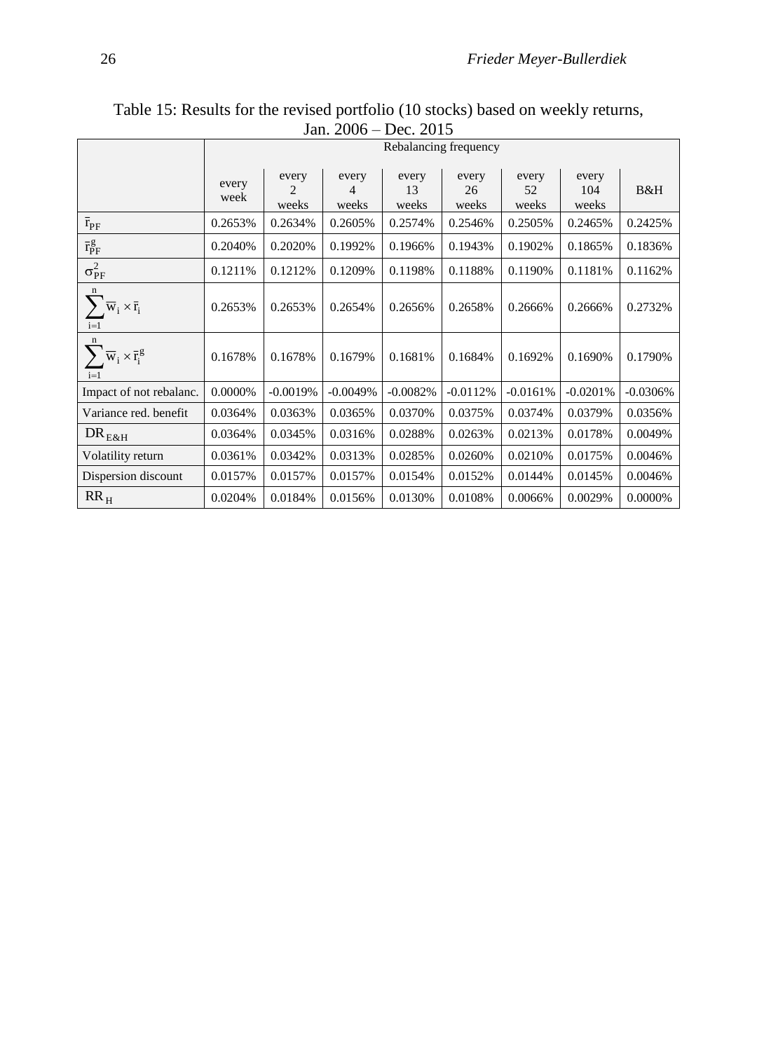Table 15: Results for the revised portfolio (10 stocks) based on weekly returns, Jan. 2006 – Dec. 2015

| | Rebalancing frequency | | | | | | | |
|---|---|---|---|---|---|---|---|---|
| | every week | every 2 weeks | every 4 weeks | every 13 weeks | every 26 weeks | every 52 weeks | every 104 weeks | B&H |
| $\bar{r}_{PF}$ | 0.2653% | 0.2634% | 0.2605% | 0.2574% | 0.2546% | 0.2505% | 0.2465% | 0.2425% |
| $\bar{r}_{PF}^{g}$ | 0.2040% | 0.2020% | 0.1992% | 0.1966% | 0.1943% | 0.1902% | 0.1865% | 0.1836% |
| $\sigma_{PF}^{2}$ | 0.1211% | 0.1212% | 0.1209% | 0.1198% | 0.1188% | 0.1190% | 0.1181% | 0.1162% |
| $\sum_{i=1}^{n} \overline{w}_i \times \bar{r}_i$ | 0.2653% | 0.2653% | 0.2654% | 0.2656% | 0.2658% | 0.2666% | 0.2666% | 0.2732% |
| $\sum_{i=1}^{n} \overline{w}_i \times \bar{r}_i^{g}$ | 0.1678% | 0.1678% | 0.1679% | 0.1681% | 0.1684% | 0.1692% | 0.1690% | 0.1790% |
| Impact of not rebalanc. | 0.0000% | -0.0019% | -0.0049% | -0.0082% | -0.0112% | -0.0161% | -0.0201% | -0.0306% |
| Variance red. benefit | 0.0364% | 0.0363% | 0.0365% | 0.0370% | 0.0375% | 0.0374% | 0.0379% | 0.0356% |
| $DR_{E\&H}$ | 0.0364% | 0.0345% | 0.0316% | 0.0288% | 0.0263% | 0.0213% | 0.0178% | 0.0049% |
| Volatility return | 0.0361% | 0.0342% | 0.0313% | 0.0285% | 0.0260% | 0.0210% | 0.0175% | 0.0046% |
| Dispersion discount | 0.0157% | 0.0157% | 0.0157% | 0.0154% | 0.0152% | 0.0144% | 0.0145% | 0.0046% |
| $RR_{H}$ | 0.0204% | 0.0184% | 0.0156% | 0.0130% | 0.0108% | 0.0066% | 0.0029% | 0.0000% |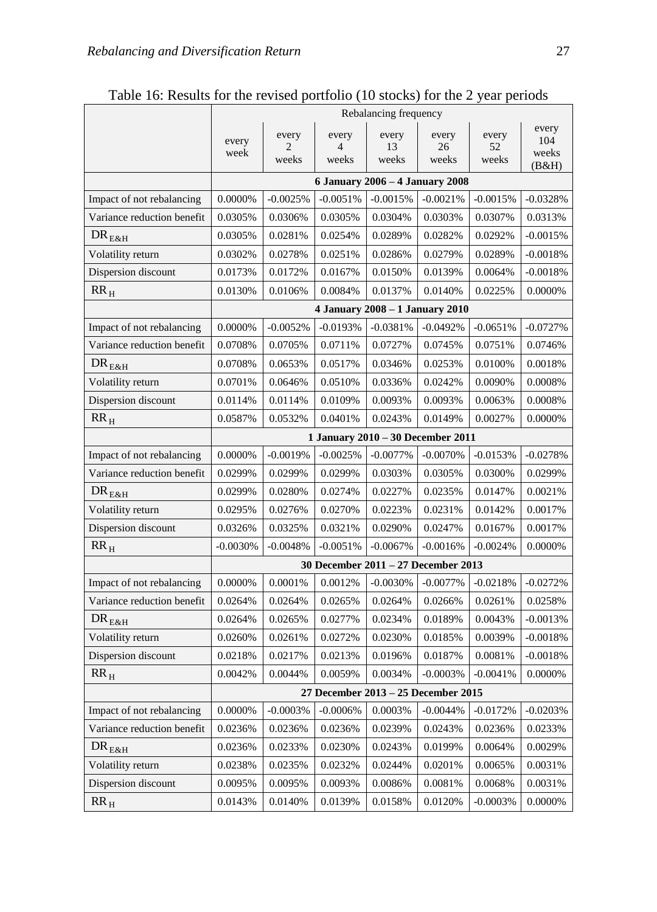Table 16: Results for the revised portfolio (10 stocks) for the 2 year periods

| | Rebalancing frequency | | | | | | |
|---|---|---|---|---|---|---|---|
| | every week | every 2 weeks | every 4 weeks | every 13 weeks | every 26 weeks | every 52 weeks | every 104 weeks (B&H) |
| | **6 January 2006 – 4 January 2008** | | | | | | |
| Impact of not rebalancing | 0.0000% | -0.0025% | -0.0051% | -0.0015% | -0.0021% | -0.0015% | -0.0328% |
| Variance reduction benefit | 0.0305% | 0.0306% | 0.0305% | 0.0304% | 0.0303% | 0.0307% | 0.0313% |
| $DR_{E\&H}$ | 0.0305% | 0.0281% | 0.0254% | 0.0289% | 0.0282% | 0.0292% | -0.0015% |
| Volatility return | 0.0302% | 0.0278% | 0.0251% | 0.0286% | 0.0279% | 0.0289% | -0.0018% |
| Dispersion discount | 0.0173% | 0.0172% | 0.0167% | 0.0150% | 0.0139% | 0.0064% | -0.0018% |
| $RR_H$ | 0.0130% | 0.0106% | 0.0084% | 0.0137% | 0.0140% | 0.0225% | 0.0000% |
| | **4 January 2008 – 1 January 2010** | | | | | | |
| Impact of not rebalancing | 0.0000% | -0.0052% | -0.0193% | -0.0381% | -0.0492% | -0.0651% | -0.0727% |
| Variance reduction benefit | 0.0708% | 0.0705% | 0.0711% | 0.0727% | 0.0745% | 0.0751% | 0.0746% |
| $DR_{E\&H}$ | 0.0708% | 0.0653% | 0.0517% | 0.0346% | 0.0253% | 0.0100% | 0.0018% |
| Volatility return | 0.0701% | 0.0646% | 0.0510% | 0.0336% | 0.0242% | 0.0090% | 0.0008% |
| Dispersion discount | 0.0114% | 0.0114% | 0.0109% | 0.0093% | 0.0093% | 0.0063% | 0.0008% |
| $RR_H$ | 0.0587% | 0.0532% | 0.0401% | 0.0243% | 0.0149% | 0.0027% | 0.0000% |
| | **1 January 2010 – 30 December 2011** | | | | | | |
| Impact of not rebalancing | 0.0000% | -0.0019% | -0.0025% | -0.0077% | -0.0070% | -0.0153% | -0.0278% |
| Variance reduction benefit | 0.0299% | 0.0299% | 0.0299% | 0.0303% | 0.0305% | 0.0300% | 0.0299% |
| $DR_{E\&H}$ | 0.0299% | 0.0280% | 0.0274% | 0.0227% | 0.0235% | 0.0147% | 0.0021% |
| Volatility return | 0.0295% | 0.0276% | 0.0270% | 0.0223% | 0.0231% | 0.0142% | 0.0017% |
| Dispersion discount | 0.0326% | 0.0325% | 0.0321% | 0.0290% | 0.0247% | 0.0167% | 0.0017% |
| $RR_H$ | -0.0030% | -0.0048% | -0.0051% | -0.0067% | -0.0016% | -0.0024% | 0.0000% |
| | **30 December 2011 – 27 December 2013** | | | | | | |
| Impact of not rebalancing | 0.0000% | 0.0001% | 0.0012% | -0.0030% | -0.0077% | -0.0218% | -0.0272% |
| Variance reduction benefit | 0.0264% | 0.0264% | 0.0265% | 0.0264% | 0.0266% | 0.0261% | 0.0258% |
| $DR_{E\&H}$ | 0.0264% | 0.0265% | 0.0277% | 0.0234% | 0.0189% | 0.0043% | -0.0013% |
| Volatility return | 0.0260% | 0.0261% | 0.0272% | 0.0230% | 0.0185% | 0.0039% | -0.0018% |
| Dispersion discount | 0.0218% | 0.0217% | 0.0213% | 0.0196% | 0.0187% | 0.0081% | -0.0018% |
| $RR_H$ | 0.0042% | 0.0044% | 0.0059% | 0.0034% | -0.0003% | -0.0041% | 0.0000% |
| | **27 December 2013 – 25 December 2015** | | | | | | |
| Impact of not rebalancing | 0.0000% | -0.0003% | -0.0006% | 0.0003% | -0.0044% | -0.0172% | -0.0203% |
| Variance reduction benefit | 0.0236% | 0.0236% | 0.0236% | 0.0239% | 0.0243% | 0.0236% | 0.0233% |
| $DR_{E\&H}$ | 0.0236% | 0.0233% | 0.0230% | 0.0243% | 0.0199% | 0.0064% | 0.0029% |
| Volatility return | 0.0238% | 0.0235% | 0.0232% | 0.0244% | 0.0201% | 0.0065% | 0.0031% |
| Dispersion discount | 0.0095% | 0.0095% | 0.0093% | 0.0086% | 0.0081% | 0.0068% | 0.0031% |
| $RR_H$ | 0.0143% | 0.0140% | 0.0139% | 0.0158% | 0.0120% | -0.0003% | 0.0000% |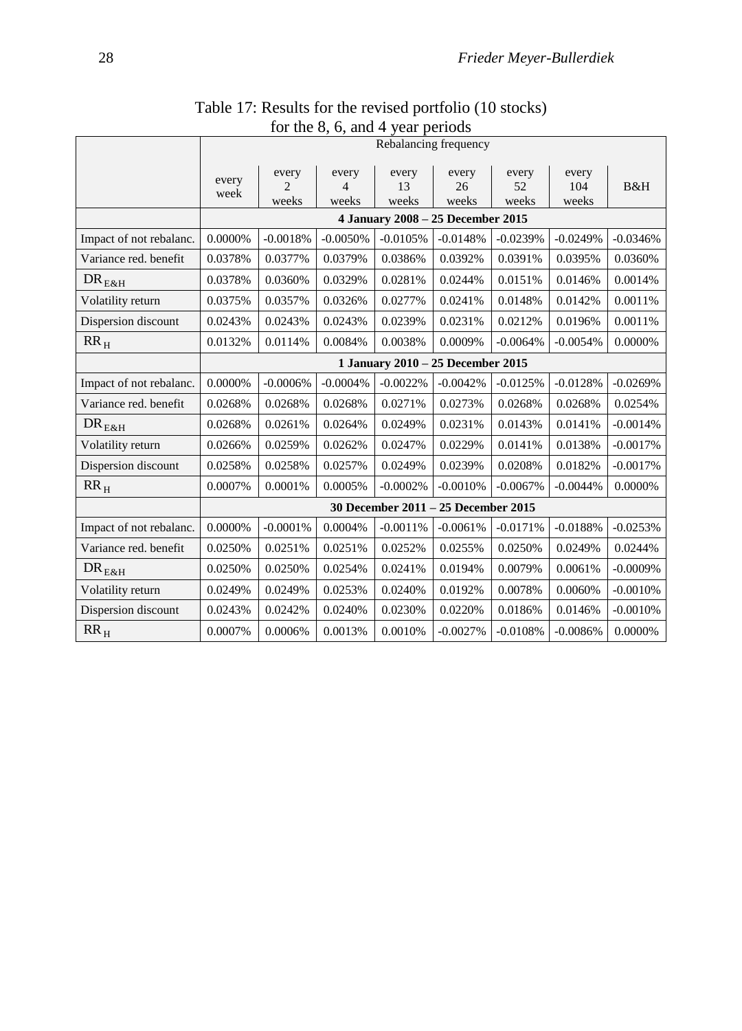Table 17: Results for the revised portfolio (10 stocks) for the 8, 6, and 4 year periods

| | Rebalancing frequency | | | | | | | |
|---|---|---|---|---|---|---|---|---|
| | every week | every 2 weeks | every 4 weeks | every 13 weeks | every 26 weeks | every 52 weeks | every 104 weeks | B&H |
| | **4 January 2008 – 25 December 2015** | | | | | | | |
| Impact of not rebalanc. | 0.0000% | -0.0018% | -0.0050% | -0.0105% | -0.0148% | -0.0239% | -0.0249% | -0.0346% |
| Variance red. benefit | 0.0378% | 0.0377% | 0.0379% | 0.0386% | 0.0392% | 0.0391% | 0.0395% | 0.0360% |
| $DR_{E\&H}$ | 0.0378% | 0.0360% | 0.0329% | 0.0281% | 0.0244% | 0.0151% | 0.0146% | 0.0014% |
| Volatility return | 0.0375% | 0.0357% | 0.0326% | 0.0277% | 0.0241% | 0.0148% | 0.0142% | 0.0011% |
| Dispersion discount | 0.0243% | 0.0243% | 0.0243% | 0.0239% | 0.0231% | 0.0212% | 0.0196% | 0.0011% |
| $RR_{H}$ | 0.0132% | 0.0114% | 0.0084% | 0.0038% | 0.0009% | -0.0064% | -0.0054% | 0.0000% |
| | **1 January 2010 – 25 December 2015** | | | | | | | |
| Impact of not rebalanc. | 0.0000% | -0.0006% | -0.0004% | -0.0022% | -0.0042% | -0.0125% | -0.0128% | -0.0269% |
| Variance red. benefit | 0.0268% | 0.0268% | 0.0268% | 0.0271% | 0.0273% | 0.0268% | 0.0268% | 0.0254% |
| $DR_{E\&H}$ | 0.0268% | 0.0261% | 0.0264% | 0.0249% | 0.0231% | 0.0143% | 0.0141% | -0.0014% |
| Volatility return | 0.0266% | 0.0259% | 0.0262% | 0.0247% | 0.0229% | 0.0141% | 0.0138% | -0.0017% |
| Dispersion discount | 0.0258% | 0.0258% | 0.0257% | 0.0249% | 0.0239% | 0.0208% | 0.0182% | -0.0017% |
| $RR_{H}$ | 0.0007% | 0.0001% | 0.0005% | -0.0002% | -0.0010% | -0.0067% | -0.0044% | 0.0000% |
| | **30 December 2011 – 25 December 2015** | | | | | | | |
| Impact of not rebalanc. | 0.0000% | -0.0001% | 0.0004% | -0.0011% | -0.0061% | -0.0171% | -0.0188% | -0.0253% |
| Variance red. benefit | 0.0250% | 0.0251% | 0.0251% | 0.0252% | 0.0255% | 0.0250% | 0.0249% | 0.0244% |
| $DR_{E\&H}$ | 0.0250% | 0.0250% | 0.0254% | 0.0241% | 0.0194% | 0.0079% | 0.0061% | -0.0009% |
| Volatility return | 0.0249% | 0.0249% | 0.0253% | 0.0240% | 0.0192% | 0.0078% | 0.0060% | -0.0010% |
| Dispersion discount | 0.0243% | 0.0242% | 0.0240% | 0.0230% | 0.0220% | 0.0186% | 0.0146% | -0.0010% |
| $RR_{H}$ | 0.0007% | 0.0006% | 0.0013% | 0.0010% | -0.0027% | -0.0108% | -0.0086% | 0.0000% |